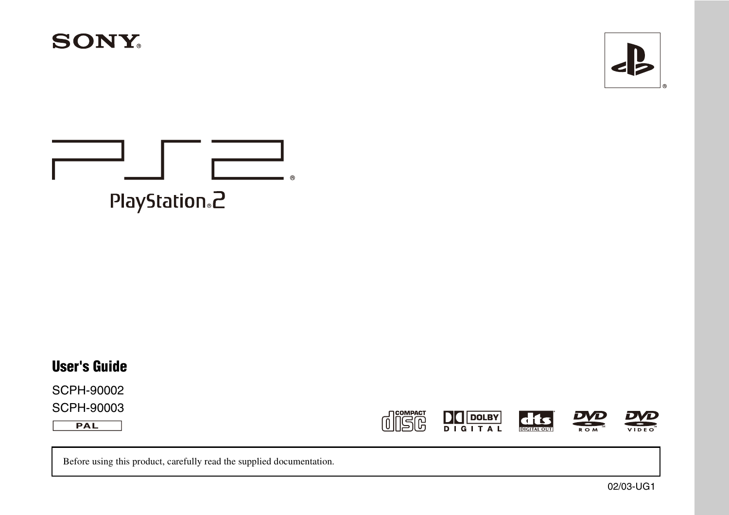SONY

PS2

PlayStation 2

# User's Guide

SCPH-90002

SCPH-90003

PAL

Before using this product, carefully read the supplied documentation.

02/03-UG1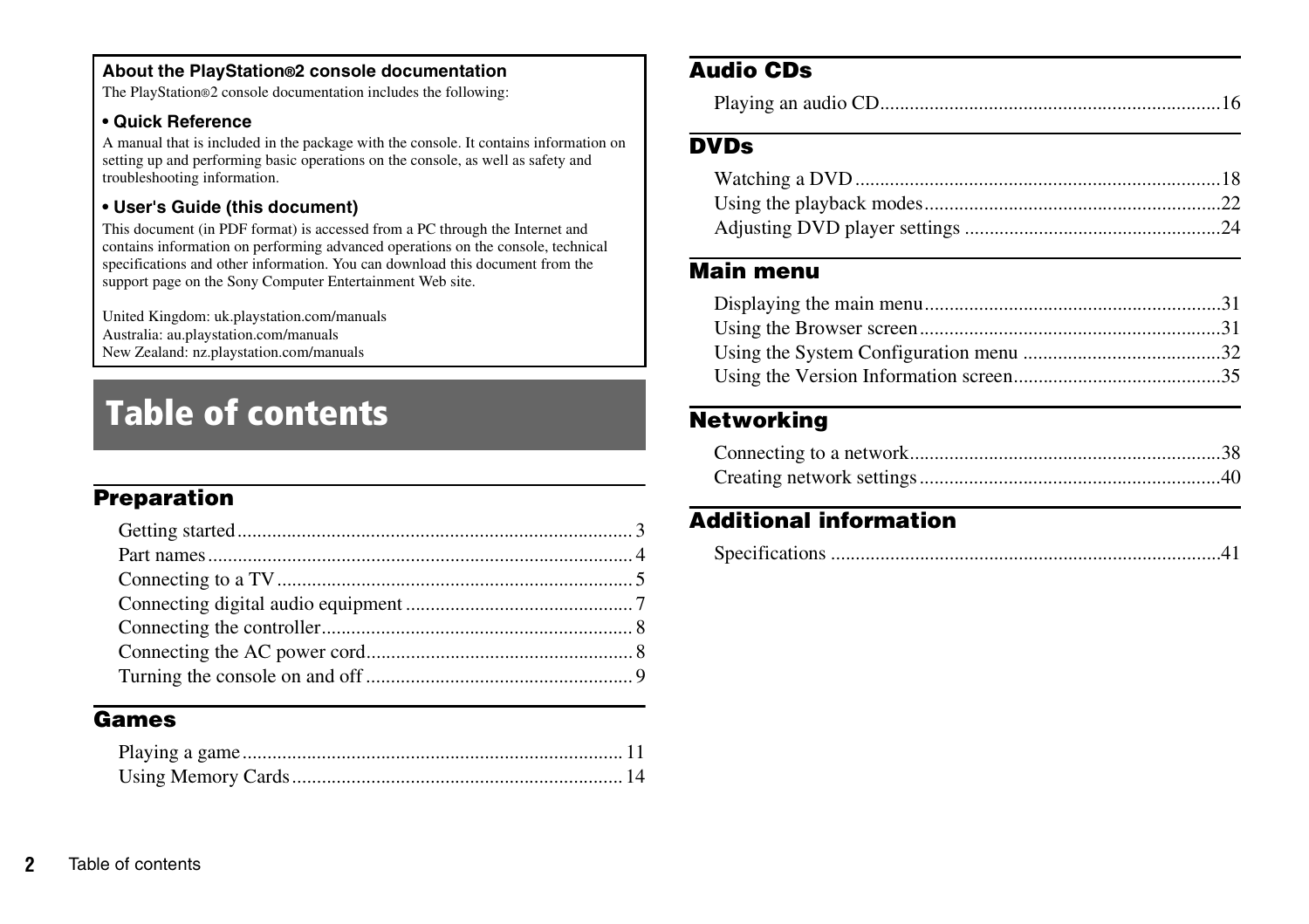**About the PlayStation®2 console documentation**

The PlayStation®2 console documentation includes the following:

**• Quick Reference**

A manual that is included in the package with the console. It contains information on setting up and performing basic operations on the console, as well as safety and troubleshooting information.

**• User's Guide (this document)**

This document (in PDF format) is accessed from a PC through the Internet and contains information on performing advanced operations on the console, technical specifications and other information. You can download this document from the support page on the Sony Computer Entertainment Web site.

United Kingdom: uk.playstation.com/manuals
Australia: au.playstation.com/manuals
New Zealand: nz.playstation.com/manuals

# Table of contents

## Preparation

Getting started ........ 3
Part names ........ 4
Connecting to a TV ........ 5
Connecting digital audio equipment ........ 7
Connecting the controller ........ 8
Connecting the AC power cord ........ 8
Turning the console on and off ........ 9

## Games

Playing a game ........ 11
Using Memory Cards ........ 14

## Audio CDs

Playing an audio CD ........ 16

## DVDs

Watching a DVD ........ 18
Using the playback modes ........ 22
Adjusting DVD player settings ........ 24

## Main menu

Displaying the main menu ........ 31
Using the Browser screen ........ 31
Using the System Configuration menu ........ 32
Using the Version Information screen ........ 35

## Networking

Connecting to a network ........ 38
Creating network settings ........ 40

## Additional information

Specifications ........ 41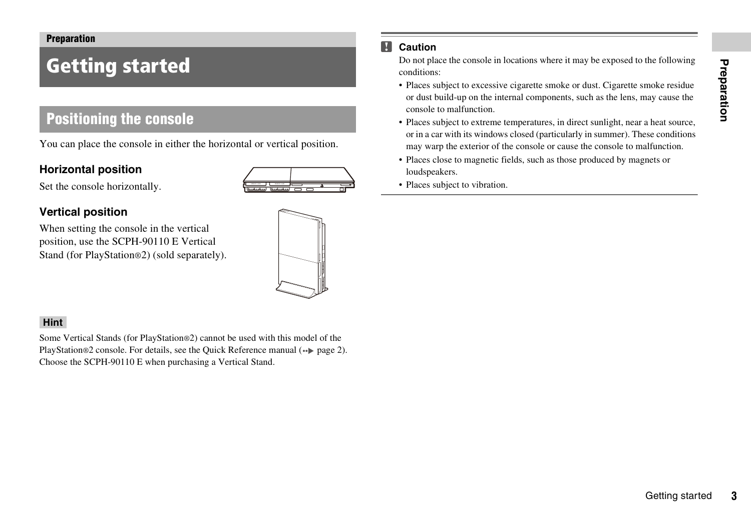Preparation

# Getting started

## Positioning the console

You can place the console in either the horizontal or vertical position.

### Horizontal position

Set the console horizontally.

### Vertical position

When setting the console in the vertical position, use the SCPH-90110 E Vertical Stand (for PlayStation®2) (sold separately).

**Hint**

Some Vertical Stands (for PlayStation®2) cannot be used with this model of the PlayStation®2 console. For details, see the Quick Reference manual (→ page 2). Choose the SCPH-90110 E when purchasing a Vertical Stand.

**Caution**

Do not place the console in locations where it may be exposed to the following conditions:

- Places subject to excessive cigarette smoke or dust. Cigarette smoke residue or dust build-up on the internal components, such as the lens, may cause the console to malfunction.
- Places subject to extreme temperatures, in direct sunlight, near a heat source, or in a car with its windows closed (particularly in summer). These conditions may warp the exterior of the console or cause the console to malfunction.
- Places close to magnetic fields, such as those produced by magnets or loudspeakers.
- Places subject to vibration.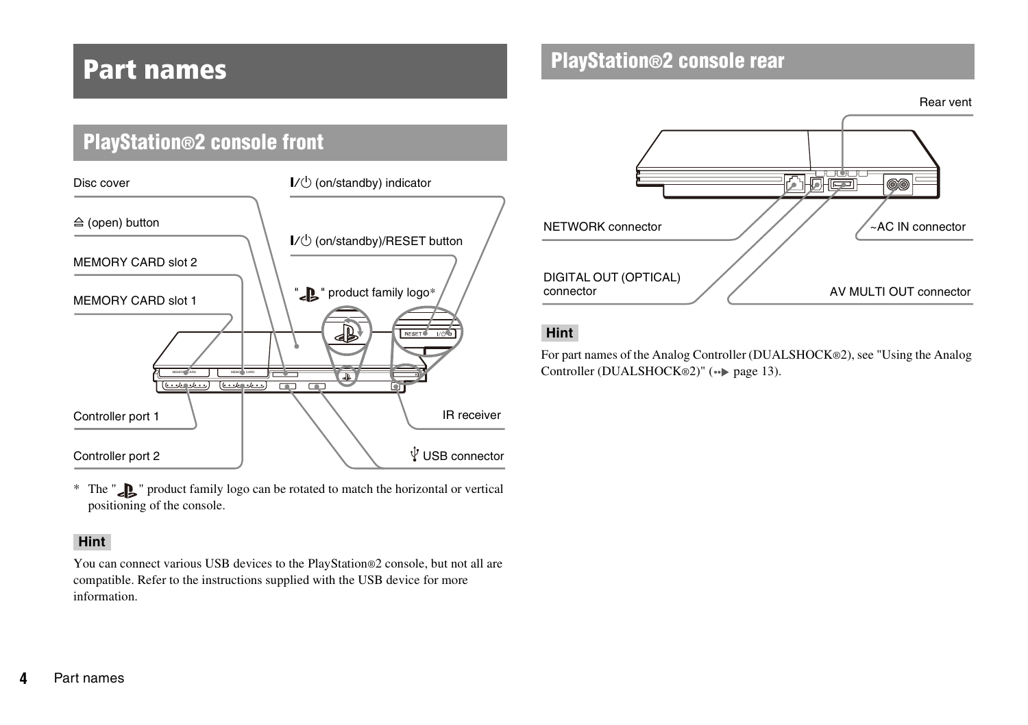# Part names

## PlayStation®2 console front

Disc cover

⏏ (open) button

MEMORY CARD slot 2

MEMORY CARD slot 1

Controller port 1

Controller port 2

I/⏻ (on/standby) indicator

I/⏻ (on/standby)/RESET button

" " product family logo*

IR receiver

USB connector

\* The " " product family logo can be rotated to match the horizontal or vertical positioning of the console.

**Hint**

You can connect various USB devices to the PlayStation®2 console, but not all are compatible. Refer to the instructions supplied with the USB device for more information.

## PlayStation®2 console rear

Rear vent

NETWORK connector

~AC IN connector

DIGITAL OUT (OPTICAL) connector

AV MULTI OUT connector

**Hint**

For part names of the Analog Controller (DUALSHOCK®2), see "Using the Analog Controller (DUALSHOCK®2)" (page 13).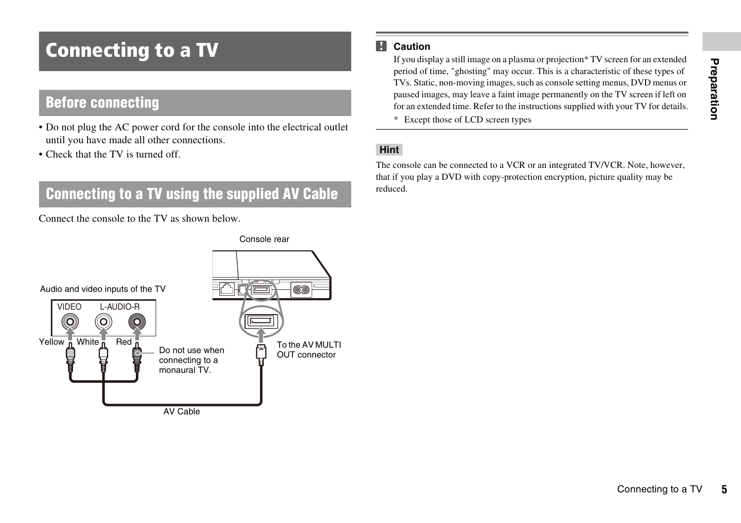# Connecting to a TV

## Before connecting

- Do not plug the AC power cord for the console into the electrical outlet until you have made all other connections.
- Check that the TV is turned off.

## Connecting to a TV using the supplied AV Cable

Connect the console to the TV as shown below.

Console rear

Audio and video inputs of the TV

VIDEO L-AUDIO-R

Yellow White Red

Do not use when connecting to a monaural TV.

To the AV MULTI OUT connector

AV Cable

**Caution**

If you display a still image on a plasma or projection* TV screen for an extended period of time, "ghosting" may occur. This is a characteristic of these types of TVs. Static, non-moving images, such as console setting menus, DVD menus or paused images, may leave a faint image permanently on the TV screen if left on for an extended time. Refer to the instructions supplied with your TV for details.

\* Except those of LCD screen types

**Hint**

The console can be connected to a VCR or an integrated TV/VCR. Note, however, that if you play a DVD with copy-protection encryption, picture quality may be reduced.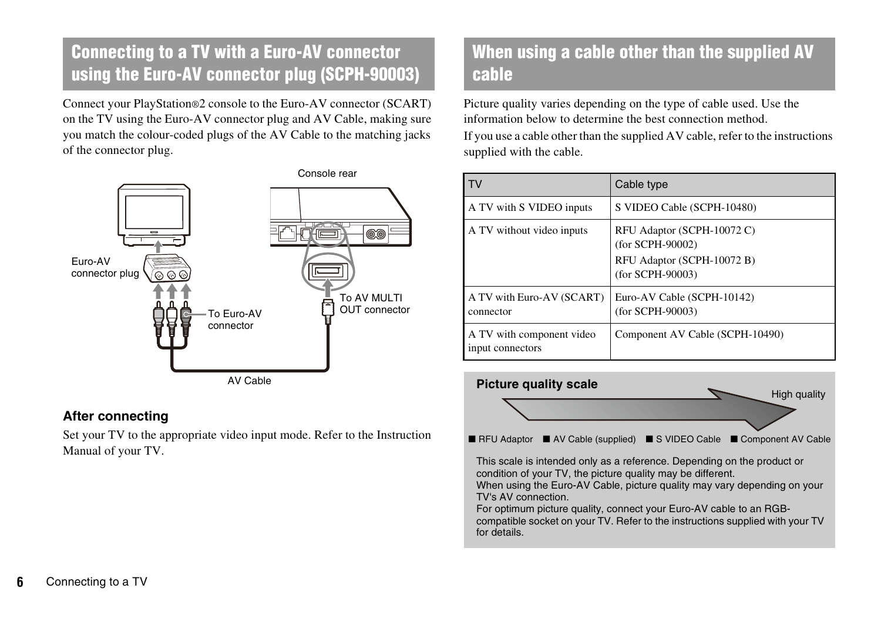## Connecting to a TV with a Euro-AV connector using the Euro-AV connector plug (SCPH-90003)

Connect your PlayStation®2 console to the Euro-AV connector (SCART) on the TV using the Euro-AV connector plug and AV Cable, making sure you match the colour-coded plugs of the AV Cable to the matching jacks of the connector plug.

Console rear

Euro-AV connector plug

To Euro-AV connector

To AV MULTI OUT connector

AV Cable

### After connecting

Set your TV to the appropriate video input mode. Refer to the Instruction Manual of your TV.

## When using a cable other than the supplied AV cable

Picture quality varies depending on the type of cable used. Use the information below to determine the best connection method.

If you use a cable other than the supplied AV cable, refer to the instructions supplied with the cable.

| TV | Cable type |
|---|---|
| A TV with S VIDEO inputs | S VIDEO Cable (SCPH-10480) |
| A TV without video inputs | RFU Adaptor (SCPH-10072 C) (for SCPH-90002)<br>RFU Adaptor (SCPH-10072 B) (for SCPH-90003) |
| A TV with Euro-AV (SCART) connector | Euro-AV Cable (SCPH-10142) (for SCPH-90003) |
| A TV with component video input connectors | Component AV Cable (SCPH-10490) |

**Picture quality scale**

High quality

■ RFU Adaptor ■ AV Cable (supplied) ■ S VIDEO Cable ■ Component AV Cable

This scale is intended only as a reference. Depending on the product or condition of your TV, the picture quality may be different.
When using the Euro-AV Cable, picture quality may vary depending on your TV's AV connection.
For optimum picture quality, connect your Euro-AV cable to an RGB-compatible socket on your TV. Refer to the instructions supplied with your TV for details.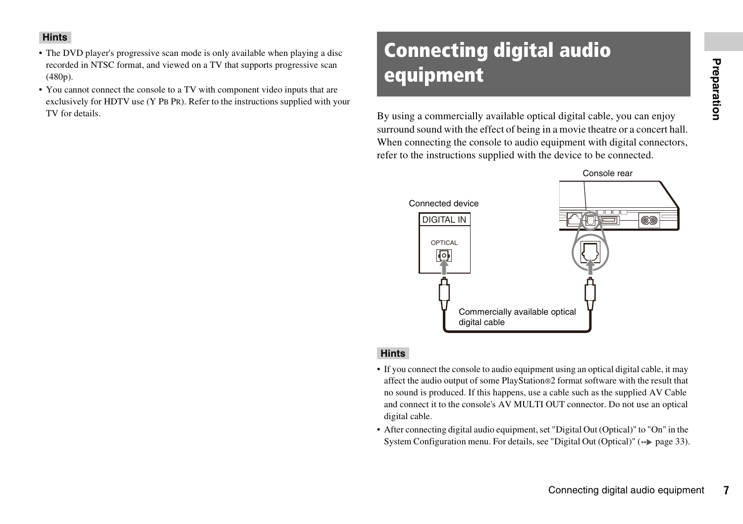**Hints**

- The DVD player's progressive scan mode is only available when playing a disc recorded in NTSC format, and viewed on a TV that supports progressive scan (480p).
- You cannot connect the console to a TV with component video inputs that are exclusively for HDTV use (Y PB PR). Refer to the instructions supplied with your TV for details.

# Connecting digital audio equipment

By using a commercially available optical digital cable, you can enjoy surround sound with the effect of being in a movie theatre or a concert hall. When connecting the console to audio equipment with digital connectors, refer to the instructions supplied with the device to be connected.

Console rear

Connected device

DIGITAL IN

OPTICAL

Commercially available optical digital cable

**Hints**

- If you connect the console to audio equipment using an optical digital cable, it may affect the audio output of some PlayStation®2 format software with the result that no sound is produced. If this happens, use a cable such as the supplied AV Cable and connect it to the console's AV MULTI OUT connector. Do not use an optical digital cable.
- After connecting digital audio equipment, set "Digital Out (Optical)" to "On" in the System Configuration menu. For details, see "Digital Out (Optical)" (→ page 33).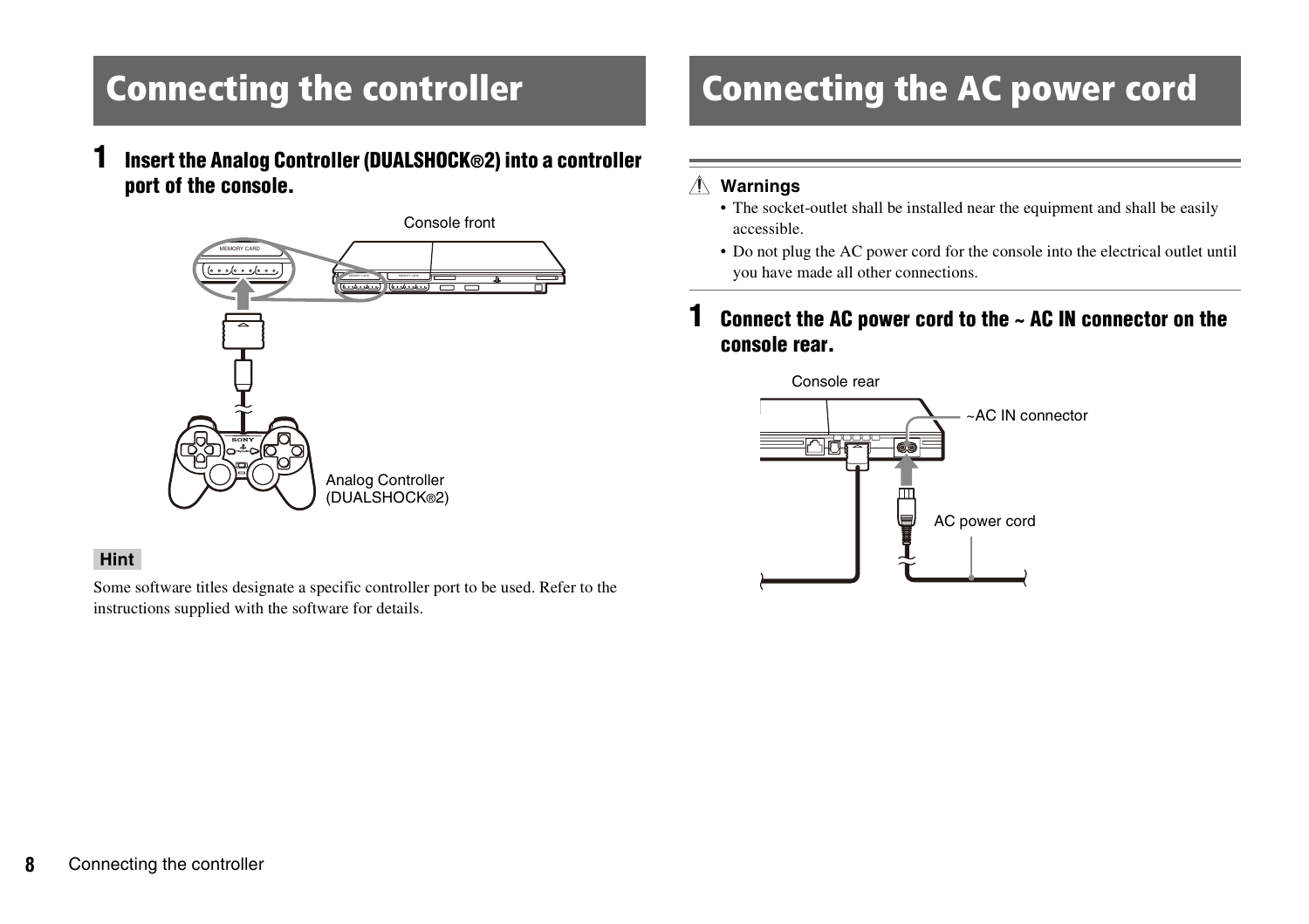# Connecting the controller

**1 Insert the Analog Controller (DUALSHOCK®2) into a controller port of the console.**

Console front

Analog Controller (DUALSHOCK®2)

**Hint**

Some software titles designate a specific controller port to be used. Refer to the instructions supplied with the software for details.

# Connecting the AC power cord

**⚠ Warnings**

- The socket-outlet shall be installed near the equipment and shall be easily accessible.
- Do not plug the AC power cord for the console into the electrical outlet until you have made all other connections.

**1 Connect the AC power cord to the ~ AC IN connector on the console rear.**

Console rear

~AC IN connector

AC power cord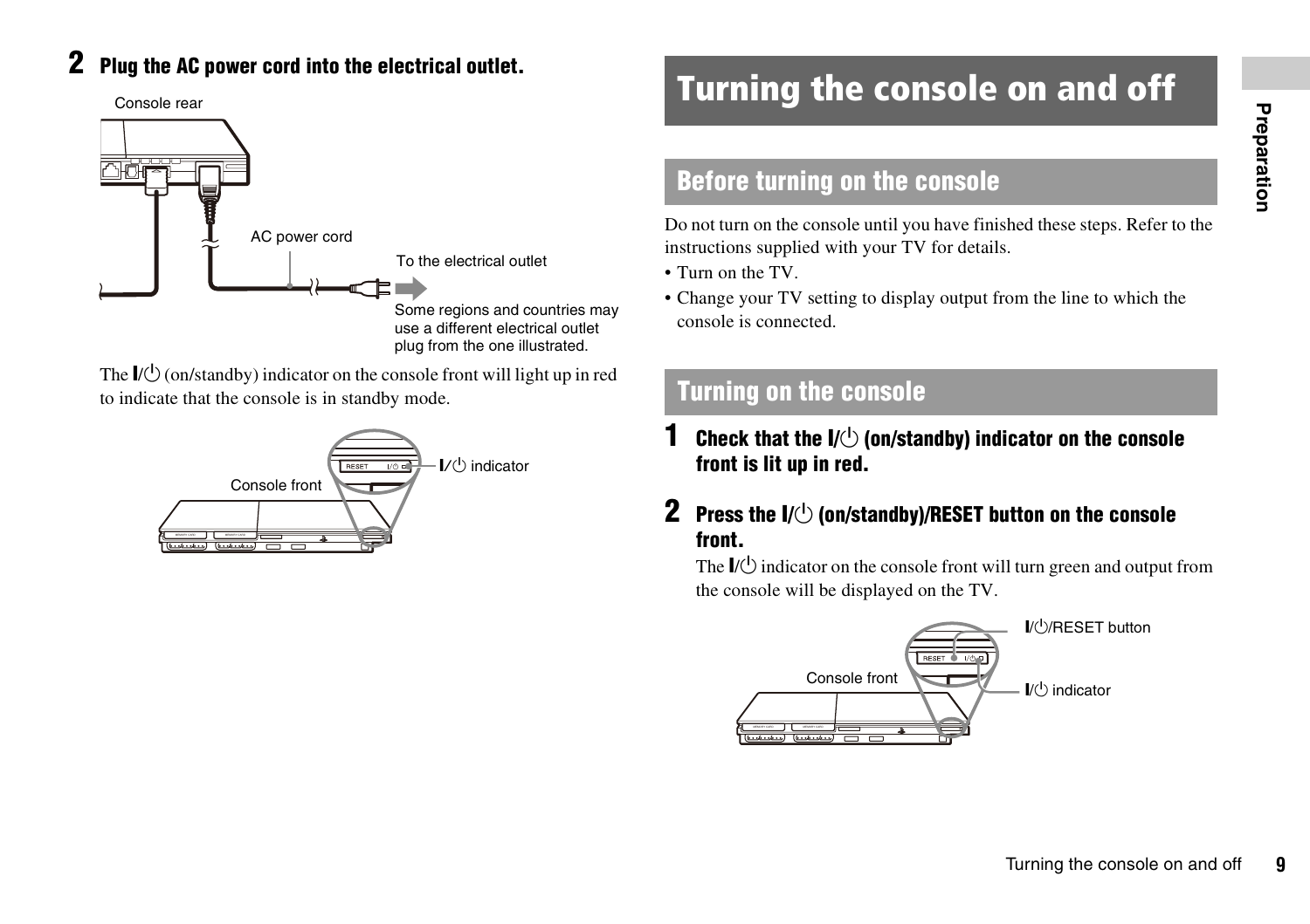**2** **Plug the AC power cord into the electrical outlet.**

Console rear

AC power cord

To the electrical outlet

Some regions and countries may use a different electrical outlet plug from the one illustrated.

The I/⏻ (on/standby) indicator on the console front will light up in red to indicate that the console is in standby mode.

Console front

I/⏻ indicator

# Turning the console on and off

## Before turning on the console

Do not turn on the console until you have finished these steps. Refer to the instructions supplied with your TV for details.

- Turn on the TV.
- Change your TV setting to display output from the line to which the console is connected.

## Turning on the console

**1** **Check that the I/⏻ (on/standby) indicator on the console front is lit up in red.**

**2** **Press the I/⏻ (on/standby)/RESET button on the console front.**

The I/⏻ indicator on the console front will turn green and output from the console will be displayed on the TV.

I/⏻/RESET button

Console front

I/⏻ indicator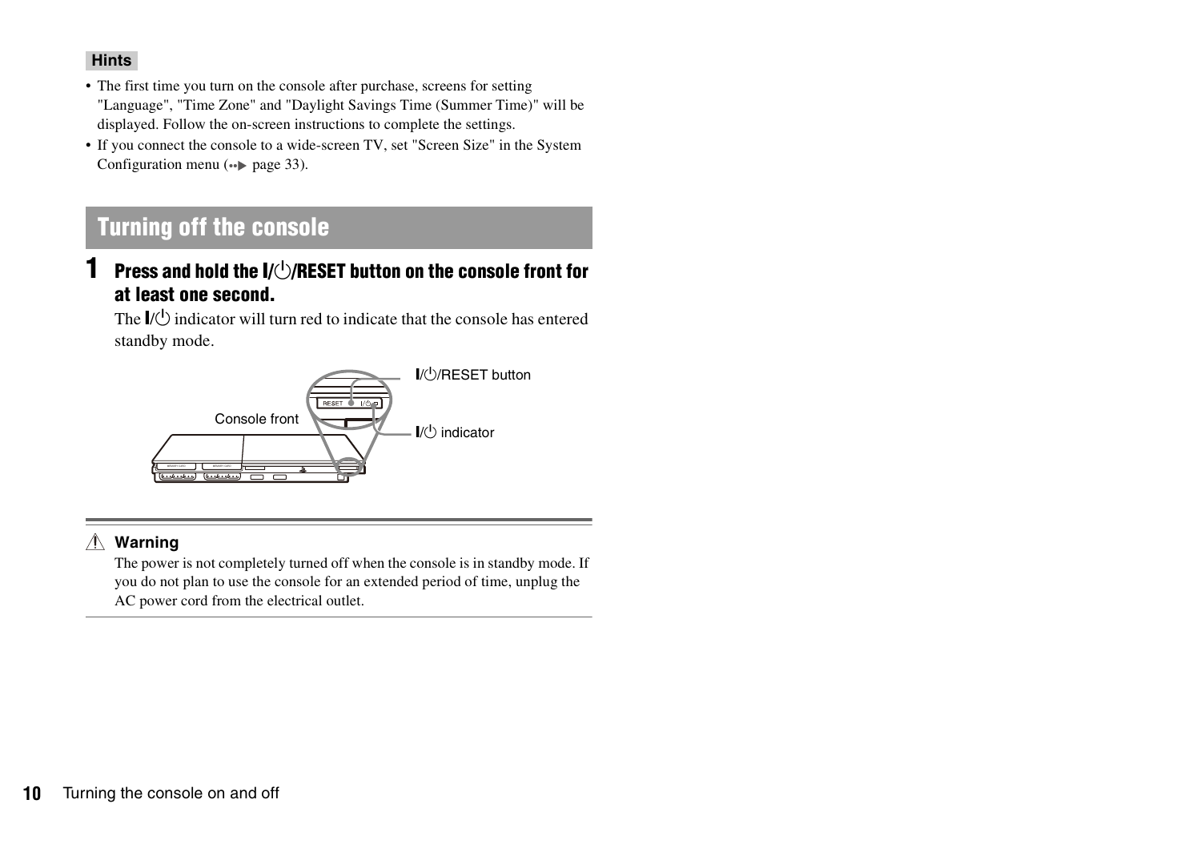**Hints**

- The first time you turn on the console after purchase, screens for setting "Language", "Time Zone" and "Daylight Savings Time (Summer Time)" will be displayed. Follow the on-screen instructions to complete the settings.
- If you connect the console to a wide-screen TV, set "Screen Size" in the System Configuration menu (→ page 33).

## Turning off the console

### 1 Press and hold the I/⏻/RESET button on the console front for at least one second.

The I/⏻ indicator will turn red to indicate that the console has entered standby mode.

Console front

I/⏻/RESET button

I/⏻ indicator

⚠ **Warning**

The power is not completely turned off when the console is in standby mode. If you do not plan to use the console for an extended period of time, unplug the AC power cord from the electrical outlet.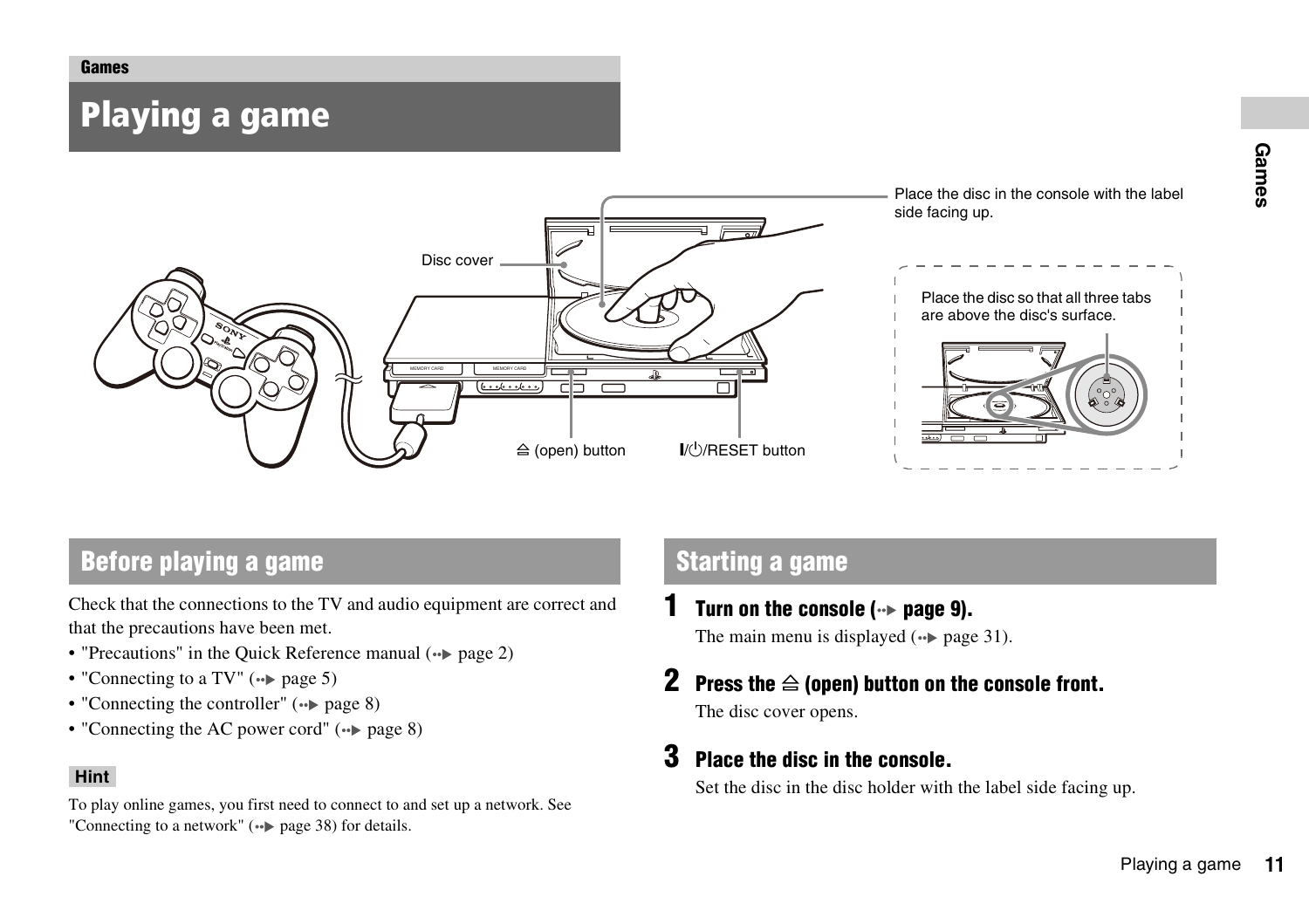Games

# Playing a game

Place the disc in the console with the label side facing up.

Disc cover

Place the disc so that all three tabs are above the disc's surface.

⏏ (open) button

I/⏻/RESET button

## Before playing a game

Check that the connections to the TV and audio equipment are correct and that the precautions have been met.

- "Precautions" in the Quick Reference manual (••▶ page 2)
- "Connecting to a TV" (••▶ page 5)
- "Connecting the controller" (••▶ page 8)
- "Connecting the AC power cord" (••▶ page 8)

**Hint**

To play online games, you first need to connect to and set up a network. See "Connecting to a network" (••▶ page 38) for details.

## Starting a game

### 1 Turn on the console (••▶ page 9).

The main menu is displayed (••▶ page 31).

### 2 Press the ⏏ (open) button on the console front.

The disc cover opens.

### 3 Place the disc in the console.

Set the disc in the disc holder with the label side facing up.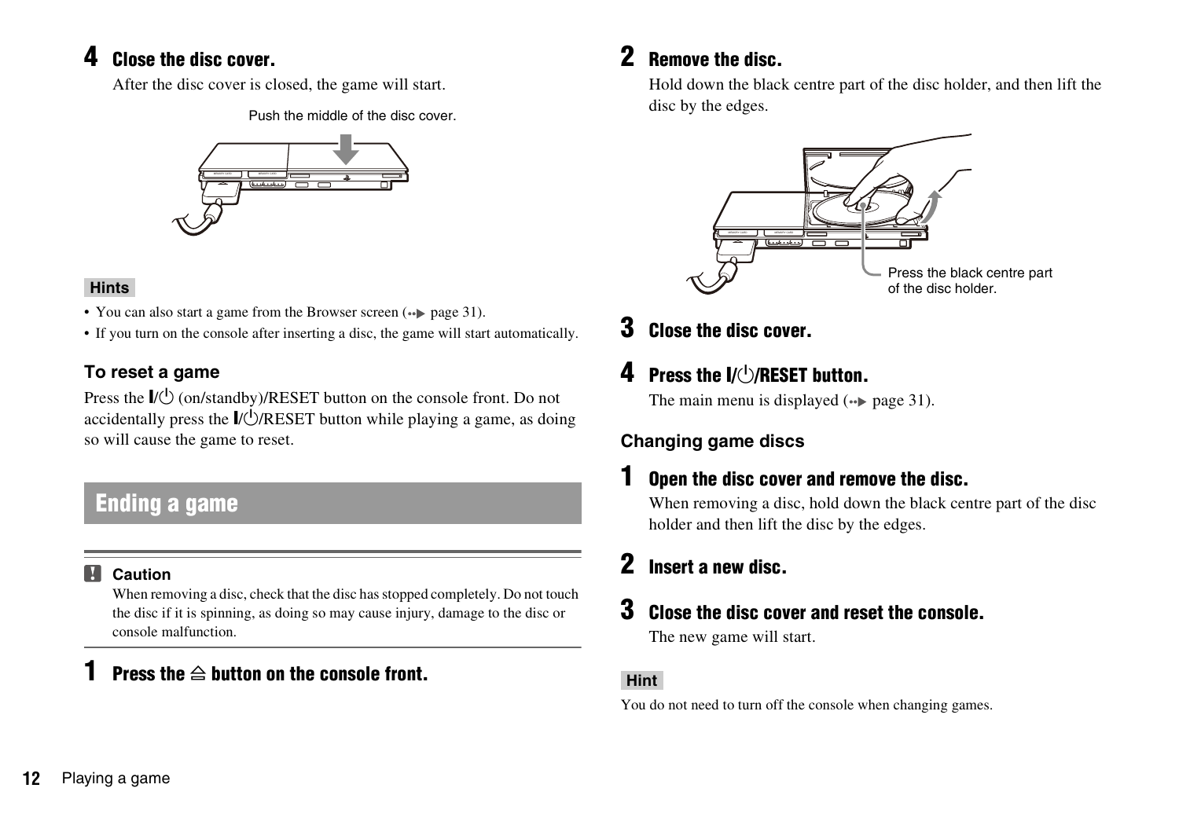**4 Close the disc cover.**

After the disc cover is closed, the game will start.

Push the middle of the disc cover.

**Hints**

- You can also start a game from the Browser screen (→ page 31).
- If you turn on the console after inserting a disc, the game will start automatically.

### To reset a game

Press the I/⏻ (on/standby)/RESET button on the console front. Do not accidentally press the I/⏻/RESET button while playing a game, as doing so will cause the game to reset.

## Ending a game

**Caution**

When removing a disc, check that the disc has stopped completely. Do not touch the disc if it is spinning, as doing so may cause injury, damage to the disc or console malfunction.

**1 Press the ⏏ button on the console front.**

**2 Remove the disc.**

Hold down the black centre part of the disc holder, and then lift the disc by the edges.

Press the black centre part of the disc holder.

**3 Close the disc cover.**

**4 Press the I/⏻/RESET button.**

The main menu is displayed (→ page 31).

### Changing game discs

**1 Open the disc cover and remove the disc.**

When removing a disc, hold down the black centre part of the disc holder and then lift the disc by the edges.

**2 Insert a new disc.**

**3 Close the disc cover and reset the console.**

The new game will start.

**Hint**

You do not need to turn off the console when changing games.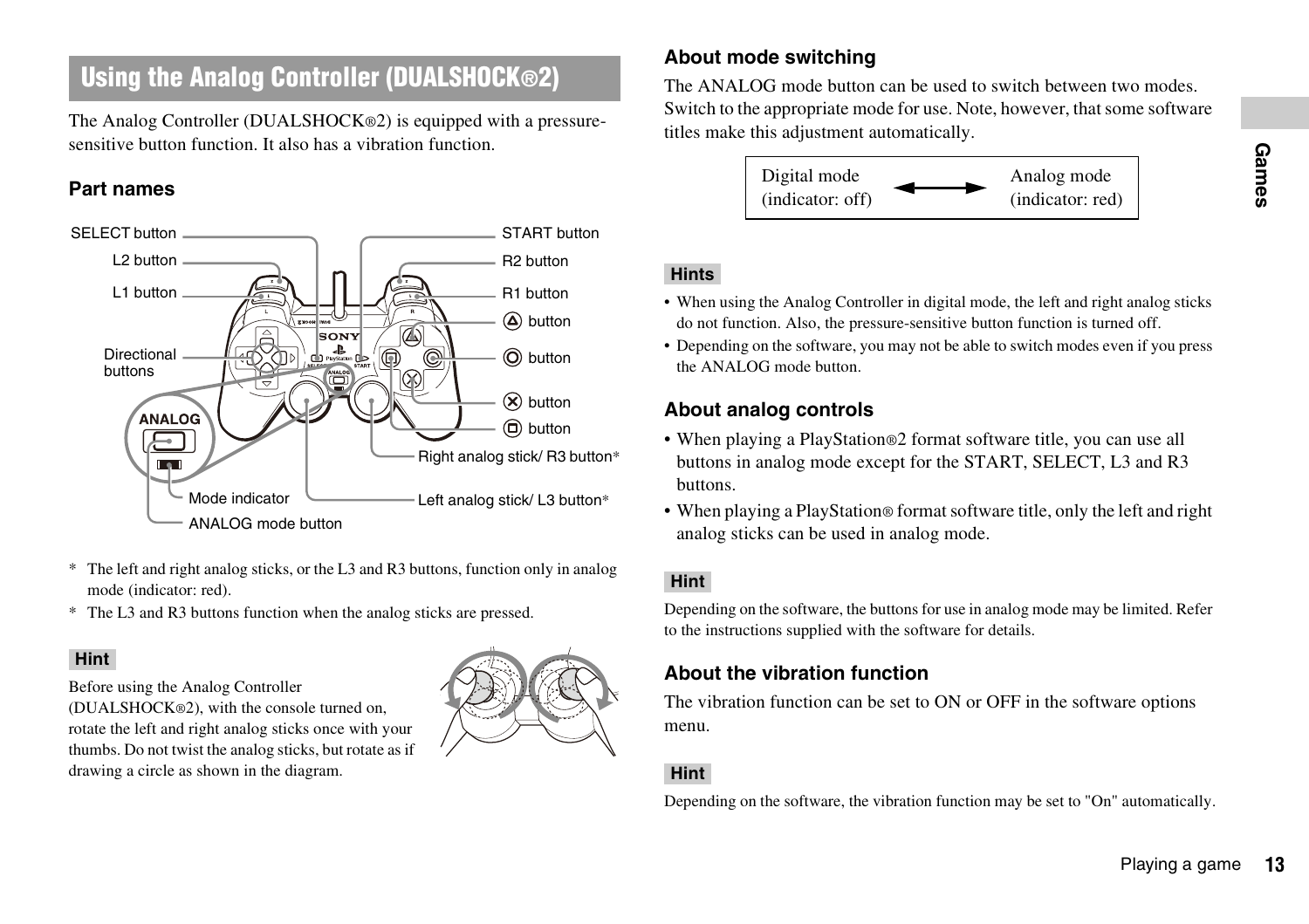## Using the Analog Controller (DUALSHOCK®2)

The Analog Controller (DUALSHOCK®2) is equipped with a pressure-sensitive button function. It also has a vibration function.

### Part names

SELECT button
L2 button
L1 button
Directional buttons
ANALOG
Mode indicator
ANALOG mode button
START button
R2 button
R1 button
△ button
○ button
✕ button
□ button
Right analog stick/ R3 button*
Left analog stick/ L3 button*

\* The left and right analog sticks, or the L3 and R3 buttons, function only in analog mode (indicator: red).

\* The L3 and R3 buttons function when the analog sticks are pressed.

**Hint**

Before using the Analog Controller (DUALSHOCK®2), with the console turned on, rotate the left and right analog sticks once with your thumbs. Do not twist the analog sticks, but rotate as if drawing a circle as shown in the diagram.

### About mode switching

The ANALOG mode button can be used to switch between two modes. Switch to the appropriate mode for use. Note, however, that some software titles make this adjustment automatically.

| Digital mode (indicator: off) | ↔ | Analog mode (indicator: red) |
|---|---|---|

**Hints**

- When using the Analog Controller in digital mode, the left and right analog sticks do not function. Also, the pressure-sensitive button function is turned off.
- Depending on the software, you may not be able to switch modes even if you press the ANALOG mode button.

### About analog controls

- When playing a PlayStation®2 format software title, you can use all buttons in analog mode except for the START, SELECT, L3 and R3 buttons.
- When playing a PlayStation® format software title, only the left and right analog sticks can be used in analog mode.

**Hint**

Depending on the software, the buttons for use in analog mode may be limited. Refer to the instructions supplied with the software for details.

### About the vibration function

The vibration function can be set to ON or OFF in the software options menu.

**Hint**

Depending on the software, the vibration function may be set to "On" automatically.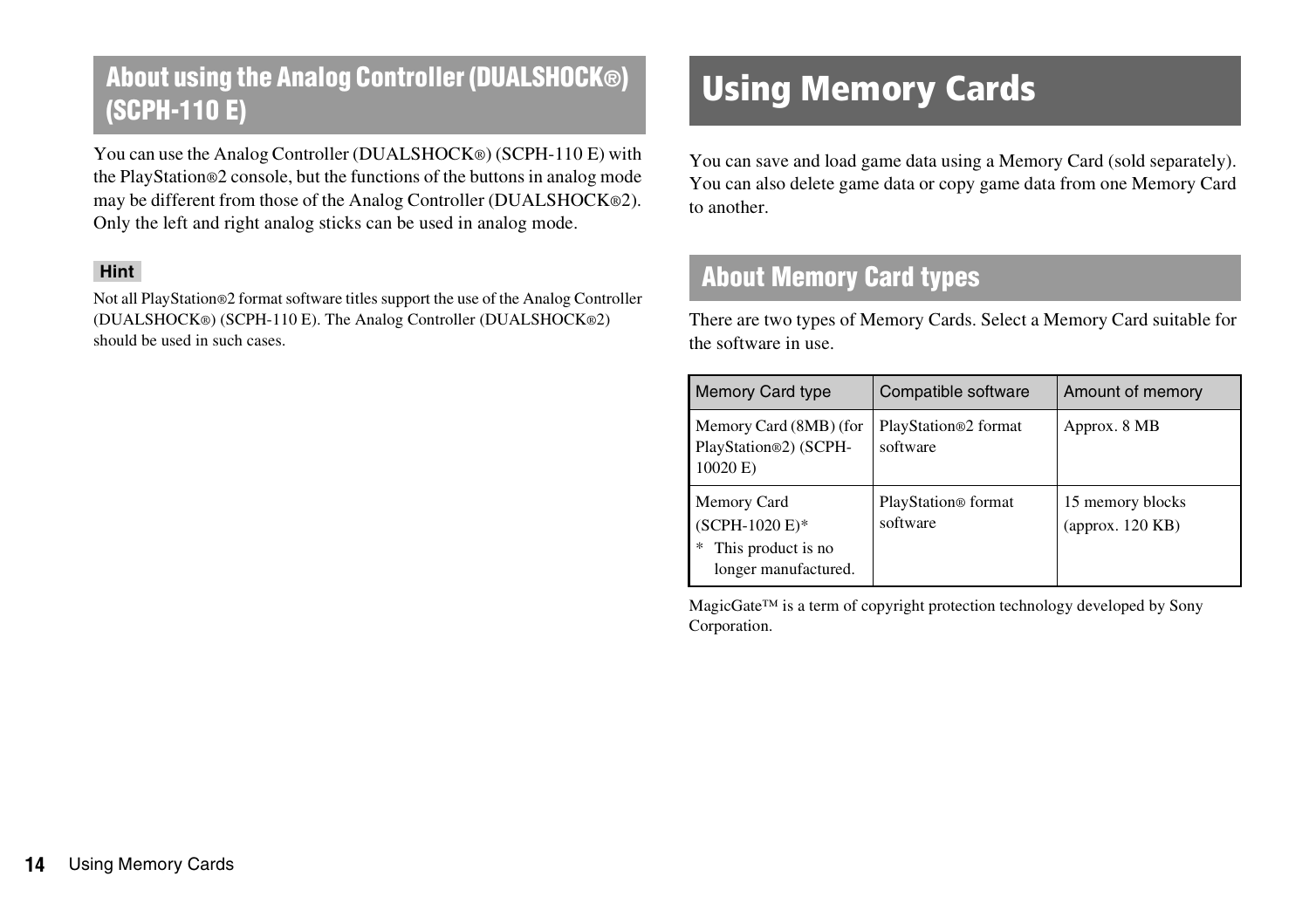## About using the Analog Controller (DUALSHOCK®) (SCPH-110 E)

You can use the Analog Controller (DUALSHOCK®) (SCPH-110 E) with the PlayStation®2 console, but the functions of the buttons in analog mode may be different from those of the Analog Controller (DUALSHOCK®2). Only the left and right analog sticks can be used in analog mode.

**Hint**

Not all PlayStation®2 format software titles support the use of the Analog Controller (DUALSHOCK®) (SCPH-110 E). The Analog Controller (DUALSHOCK®2) should be used in such cases.

# Using Memory Cards

You can save and load game data using a Memory Card (sold separately). You can also delete game data or copy game data from one Memory Card to another.

## About Memory Card types

There are two types of Memory Cards. Select a Memory Card suitable for the software in use.

| Memory Card type | Compatible software | Amount of memory |
| --- | --- | --- |
| Memory Card (8MB) (for PlayStation®2) (SCPH-10020 E) | PlayStation®2 format software | Approx. 8 MB |
| Memory Card (SCPH-1020 E)* <br> * This product is no longer manufactured. | PlayStation® format software | 15 memory blocks (approx. 120 KB) |

MagicGate™ is a term of copyright protection technology developed by Sony Corporation.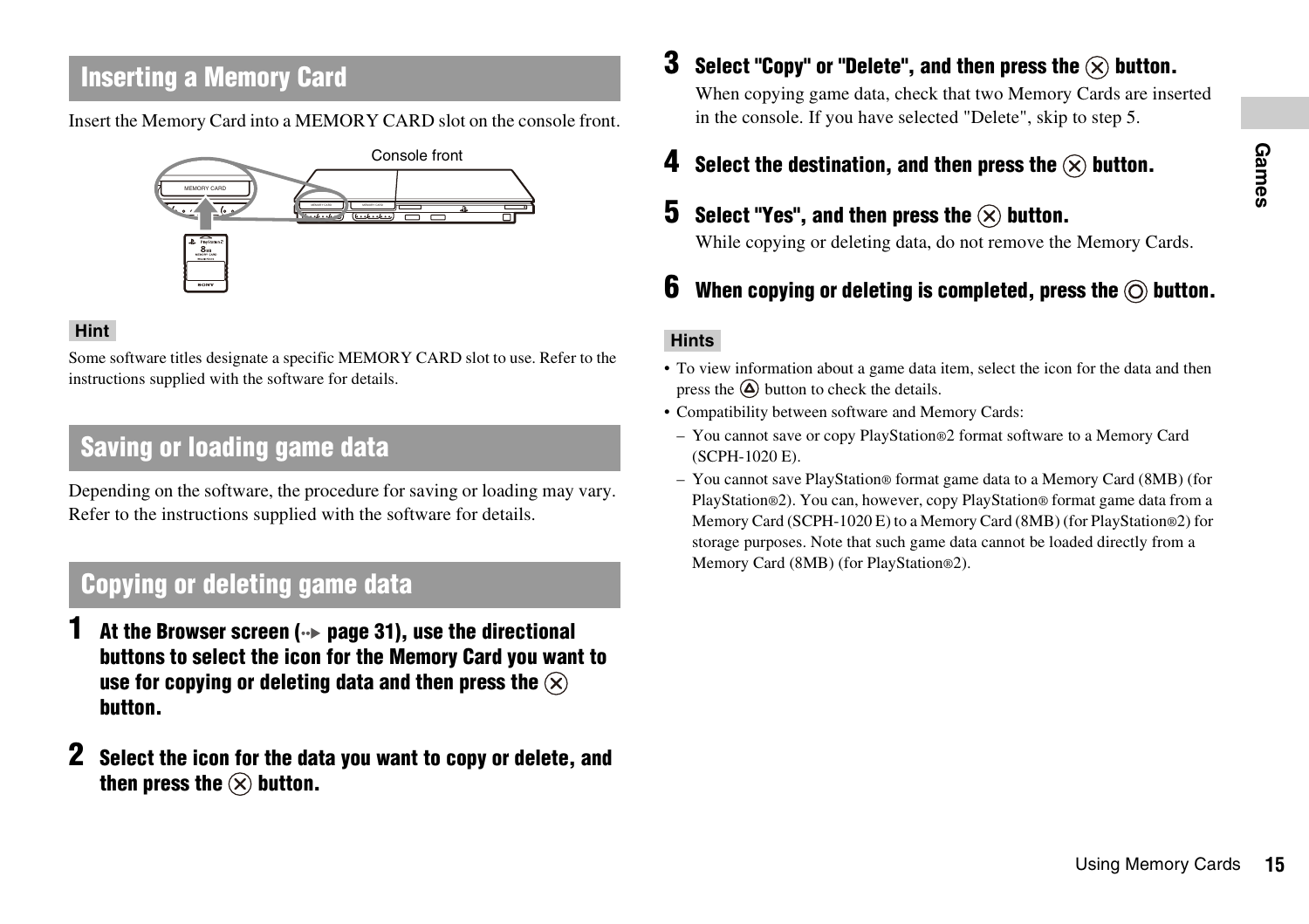## Inserting a Memory Card

Insert the Memory Card into a MEMORY CARD slot on the console front.

Console front

**Hint**

Some software titles designate a specific MEMORY CARD slot to use. Refer to the instructions supplied with the software for details.

## Saving or loading game data

Depending on the software, the procedure for saving or loading may vary. Refer to the instructions supplied with the software for details.

## Copying or deleting game data

1. **At the Browser screen (→ page 31), use the directional buttons to select the icon for the Memory Card you want to use for copying or deleting data and then press the ⊗ button.**

2. **Select the icon for the data you want to copy or delete, and then press the ⊗ button.**

3. **Select "Copy" or "Delete", and then press the ⊗ button.**

   When copying game data, check that two Memory Cards are inserted in the console. If you have selected "Delete", skip to step 5.

4. **Select the destination, and then press the ⊗ button.**

5. **Select "Yes", and then press the ⊗ button.**

   While copying or deleting data, do not remove the Memory Cards.

6. **When copying or deleting is completed, press the ◎ button.**

**Hints**

- To view information about a game data item, select the icon for the data and then press the △ button to check the details.
- Compatibility between software and Memory Cards:
  - You cannot save or copy PlayStation®2 format software to a Memory Card (SCPH-1020 E).
  - You cannot save PlayStation® format game data to a Memory Card (8MB) (for PlayStation®2). You can, however, copy PlayStation® format game data from a Memory Card (SCPH-1020 E) to a Memory Card (8MB) (for PlayStation®2) for storage purposes. Note that such game data cannot be loaded directly from a Memory Card (8MB) (for PlayStation®2).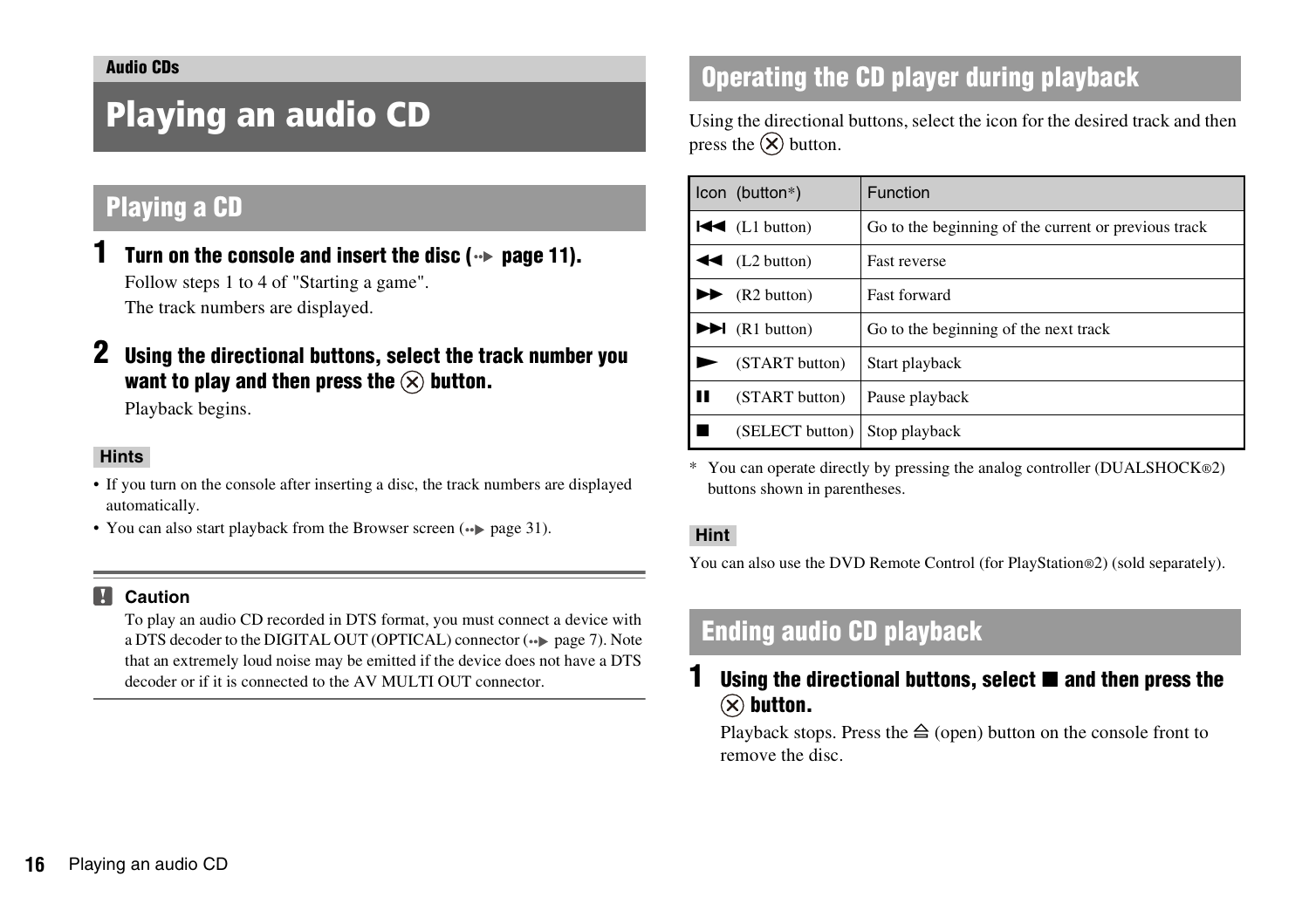Audio CDs

# Playing an audio CD

## Playing a CD

**1 Turn on the console and insert the disc (➜ page 11).**

Follow steps 1 to 4 of "Starting a game".

The track numbers are displayed.

**2 Using the directional buttons, select the track number you want to play and then press the ⊗ button.**

Playback begins.

**Hints**

- If you turn on the console after inserting a disc, the track numbers are displayed automatically.
- You can also start playback from the Browser screen (➜ page 31).

**Caution**

To play an audio CD recorded in DTS format, you must connect a device with a DTS decoder to the DIGITAL OUT (OPTICAL) connector (➜ page 7). Note that an extremely loud noise may be emitted if the device does not have a DTS decoder or if it is connected to the AV MULTI OUT connector.

## Operating the CD player during playback

Using the directional buttons, select the icon for the desired track and then press the ⊗ button.

| Icon (button*) | Function |
|---|---|
| ⏮ (L1 button) | Go to the beginning of the current or previous track |
| ◀◀ (L2 button) | Fast reverse |
| ▶▶ (R2 button) | Fast forward |
| ⏭ (R1 button) | Go to the beginning of the next track |
| ▶ (START button) | Start playback |
| ❚❚ (START button) | Pause playback |
| ■ (SELECT button) | Stop playback |

* You can operate directly by pressing the analog controller (DUALSHOCK®2) buttons shown in parentheses.

**Hint**

You can also use the DVD Remote Control (for PlayStation®2) (sold separately).

## Ending audio CD playback

**1 Using the directional buttons, select ■ and then press the ⊗ button.**

Playback stops. Press the ⏏ (open) button on the console front to remove the disc.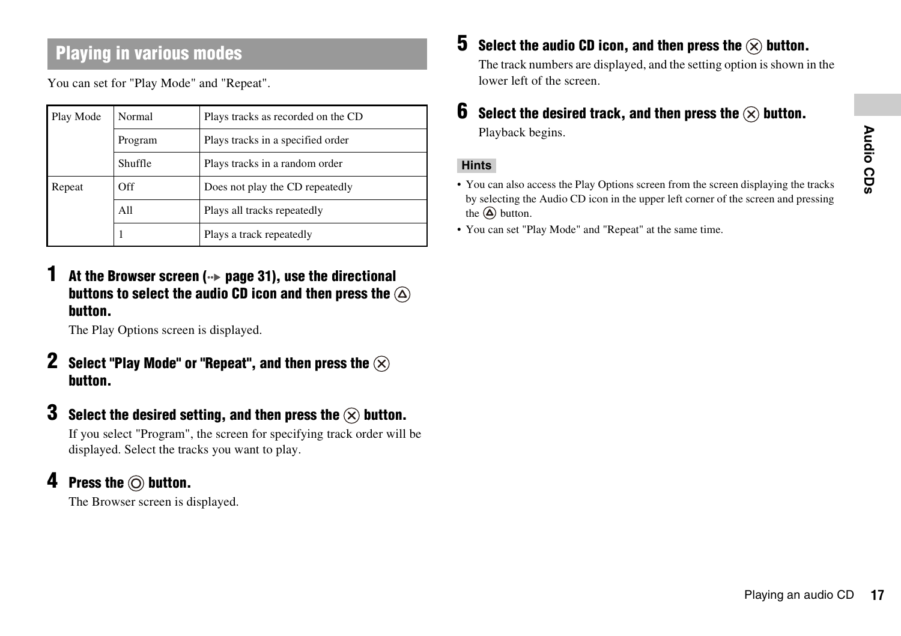## Playing in various modes

You can set for "Play Mode" and "Repeat".

| | | |
|---|---|---|
| Play Mode | Normal | Plays tracks as recorded on the CD |
| | Program | Plays tracks in a specified order |
| | Shuffle | Plays tracks in a random order |
| Repeat | Off | Does not play the CD repeatedly |
| | All | Plays all tracks repeatedly |
| | 1 | Plays a track repeatedly |

**1 At the Browser screen (→ page 31), use the directional buttons to select the audio CD icon and then press the △ button.**

The Play Options screen is displayed.

**2 Select "Play Mode" or "Repeat", and then press the ✕ button.**

**3 Select the desired setting, and then press the ✕ button.**

If you select "Program", the screen for specifying track order will be displayed. Select the tracks you want to play.

**4 Press the ◎ button.**

The Browser screen is displayed.

**5 Select the audio CD icon, and then press the ✕ button.**

The track numbers are displayed, and the setting option is shown in the lower left of the screen.

**6 Select the desired track, and then press the ✕ button.**

Playback begins.

**Hints**

- You can also access the Play Options screen from the screen displaying the tracks by selecting the Audio CD icon in the upper left corner of the screen and pressing the △ button.
- You can set "Play Mode" and "Repeat" at the same time.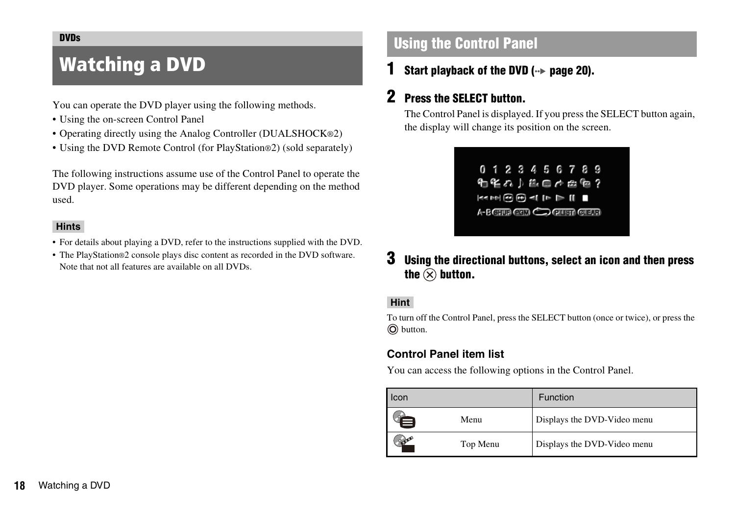DVDs

# Watching a DVD

You can operate the DVD player using the following methods.

- Using the on-screen Control Panel
- Operating directly using the Analog Controller (DUALSHOCK®2)
- Using the DVD Remote Control (for PlayStation®2) (sold separately)

The following instructions assume use of the Control Panel to operate the DVD player. Some operations may be different depending on the method used.

**Hints**

- For details about playing a DVD, refer to the instructions supplied with the DVD.
- The PlayStation®2 console plays disc content as recorded in the DVD software. Note that not all features are available on all DVDs.

## Using the Control Panel

**1 Start playback of the DVD (→ page 20).**

**2 Press the SELECT button.**

The Control Panel is displayed. If you press the SELECT button again, the display will change its position on the screen.

**3 Using the directional buttons, select an icon and then press the ⊗ button.**

**Hint**

To turn off the Control Panel, press the SELECT button (once or twice), or press the ◎ button.

### Control Panel item list

You can access the following options in the Control Panel.

| Icon | | Function |
|---|---|---|
| | Menu | Displays the DVD-Video menu |
| | Top Menu | Displays the DVD-Video menu |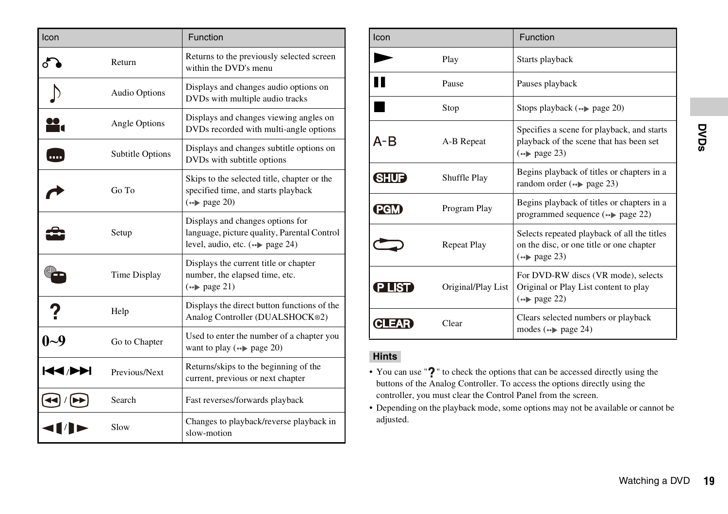| Icon | | Function |
| --- | --- | --- |
| | Return | Returns to the previously selected screen within the DVD's menu |
| | Audio Options | Displays and changes audio options on DVDs with multiple audio tracks |
| | Angle Options | Displays and changes viewing angles on DVDs recorded with multi-angle options |
| | Subtitle Options | Displays and changes subtitle options on DVDs with subtitle options |
| | Go To | Skips to the selected title, chapter or the specified time, and starts playback (page 20) |
| | Setup | Displays and changes options for language, picture quality, Parental Control level, audio, etc. (page 24) |
| | Time Display | Displays the current title or chapter number, the elapsed time, etc. (page 21) |
| ? | Help | Displays the direct button functions of the Analog Controller (DUALSHOCK®2) |
| 0~9 | Go to Chapter | Used to enter the number of a chapter you want to play (page 20) |
| | Previous/Next | Returns/skips to the beginning of the current, previous or next chapter |
| | Search | Fast reverses/forwards playback |
| | Slow | Changes to playback/reverse playback in slow-motion |

| Icon | | Function |
| --- | --- | --- |
| | Play | Starts playback |
| | Pause | Pauses playback |
| | Stop | Stops playback (page 20) |
| A-B | A-B Repeat | Specifies a scene for playback, and starts playback of the scene that has been set (page 23) |
| SHUF | Shuffle Play | Begins playback of titles or chapters in a random order (page 23) |
| PGM | Program Play | Begins playback of titles or chapters in a programmed sequence (page 22) |
| | Repeat Play | Selects repeated playback of all the titles on the disc, or one title or one chapter (page 23) |
| P LIST | Original/Play List | For DVD-RW discs (VR mode), selects Original or Play List content to play (page 22) |
| CLEAR | Clear | Clears selected numbers or playback modes (page 24) |

**Hints**

- You can use "?" to check the options that can be accessed directly using the buttons of the Analog Controller. To access the options directly using the controller, you must clear the Control Panel from the screen.
- Depending on the playback mode, some options may not be available or cannot be adjusted.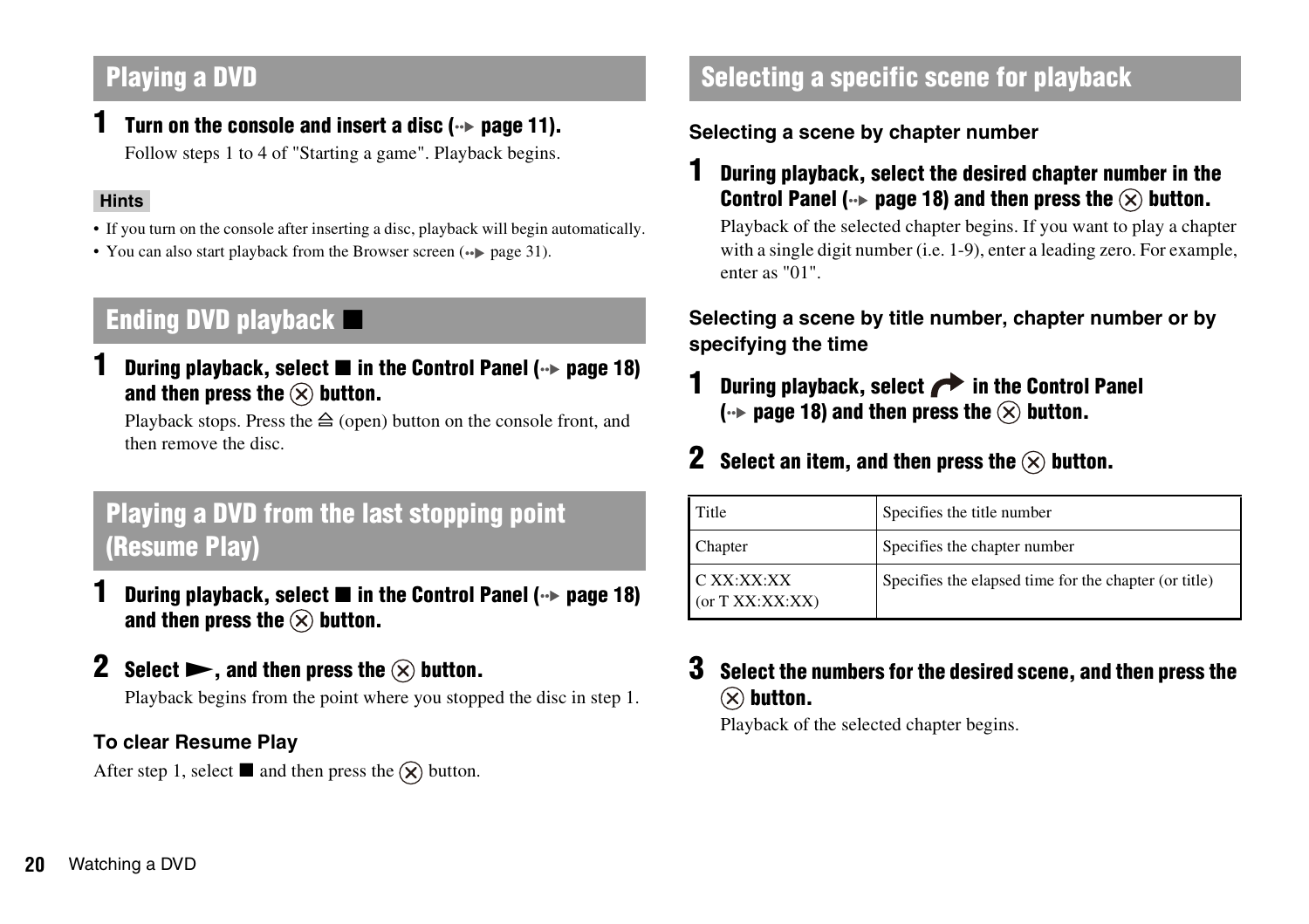## Playing a DVD

**1 Turn on the console and insert a disc (→ page 11).**

Follow steps 1 to 4 of "Starting a game". Playback begins.

**Hints**

- If you turn on the console after inserting a disc, playback will begin automatically.
- You can also start playback from the Browser screen (→ page 31).

## Ending DVD playback ■

**1 During playback, select ■ in the Control Panel (→ page 18) and then press the ⊗ button.**

Playback stops. Press the ≜ (open) button on the console front, and then remove the disc.

## Playing a DVD from the last stopping point (Resume Play)

**1 During playback, select ■ in the Control Panel (→ page 18) and then press the ⊗ button.**

**2 Select ►, and then press the ⊗ button.**

Playback begins from the point where you stopped the disc in step 1.

### To clear Resume Play

After step 1, select ■ and then press the ⊗ button.

## Selecting a specific scene for playback

### Selecting a scene by chapter number

**1 During playback, select the desired chapter number in the Control Panel (→ page 18) and then press the ⊗ button.**

Playback of the selected chapter begins. If you want to play a chapter with a single digit number (i.e. 1-9), enter a leading zero. For example, enter as "01".

### Selecting a scene by title number, chapter number or by specifying the time

**1 During playback, select ↷ in the Control Panel (→ page 18) and then press the ⊗ button.**

**2 Select an item, and then press the ⊗ button.**

| Title | Specifies the title number |
|---|---|
| Chapter | Specifies the chapter number |
| C XX:XX:XX (or T XX:XX:XX) | Specifies the elapsed time for the chapter (or title) |

**3 Select the numbers for the desired scene, and then press the ⊗ button.**

Playback of the selected chapter begins.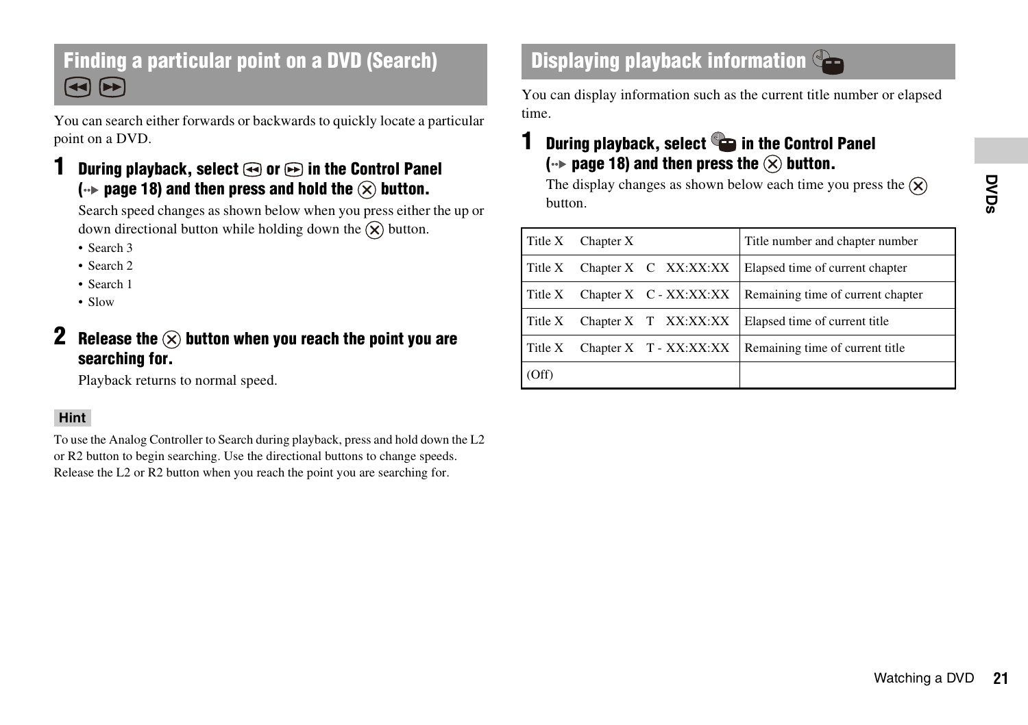## Finding a particular point on a DVD (Search)

You can search either forwards or backwards to quickly locate a particular point on a DVD.

**1 During playback, select ◀◀ or ▶▶ in the Control Panel (→ page 18) and then press and hold the ⊗ button.**

Search speed changes as shown below when you press either the up or down directional button while holding down the ⊗ button.

- Search 3
- Search 2
- Search 1
- Slow

**2 Release the ⊗ button when you reach the point you are searching for.**

Playback returns to normal speed.

**Hint**

To use the Analog Controller to Search during playback, press and hold down the L2 or R2 button to begin searching. Use the directional buttons to change speeds. Release the L2 or R2 button when you reach the point you are searching for.

## Displaying playback information

You can display information such as the current title number or elapsed time.

**1 During playback, select the playback information icon in the Control Panel (→ page 18) and then press the ⊗ button.**

The display changes as shown below each time you press the ⊗ button.

| Display | Description |
| --- | --- |
| Title X Chapter X | Title number and chapter number |
| Title X Chapter X C XX:XX:XX | Elapsed time of current chapter |
| Title X Chapter X C - XX:XX:XX | Remaining time of current chapter |
| Title X Chapter X T XX:XX:XX | Elapsed time of current title |
| Title X Chapter X T - XX:XX:XX | Remaining time of current title |
| (Off) | |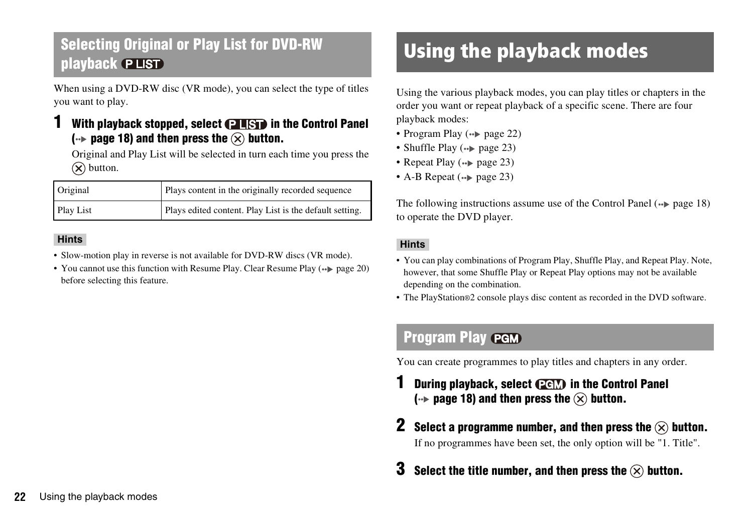## Selecting Original or Play List for DVD-RW playback P LIST

When using a DVD-RW disc (VR mode), you can select the type of titles you want to play.

**1 With playback stopped, select P LIST in the Control Panel (→ page 18) and then press the ⊗ button.**

Original and Play List will be selected in turn each time you press the ⊗ button.

| Original | Plays content in the originally recorded sequence |
|---|---|
| Play List | Plays edited content. Play List is the default setting. |

**Hints**

- Slow-motion play in reverse is not available for DVD-RW discs (VR mode).
- You cannot use this function with Resume Play. Clear Resume Play (→ page 20) before selecting this feature.

# Using the playback modes

Using the various playback modes, you can play titles or chapters in the order you want or repeat playback of a specific scene. There are four playback modes:

- Program Play (→ page 22)
- Shuffle Play (→ page 23)
- Repeat Play (→ page 23)
- A-B Repeat (→ page 23)

The following instructions assume use of the Control Panel (→ page 18) to operate the DVD player.

**Hints**

- You can play combinations of Program Play, Shuffle Play, and Repeat Play. Note, however, that some Shuffle Play or Repeat Play options may not be available depending on the combination.
- The PlayStation®2 console plays disc content as recorded in the DVD software.

## Program Play PGM

You can create programmes to play titles and chapters in any order.

**1 During playback, select PGM in the Control Panel (→ page 18) and then press the ⊗ button.**

**2 Select a programme number, and then press the ⊗ button.**

If no programmes have been set, the only option will be "1. Title".

**3 Select the title number, and then press the ⊗ button.**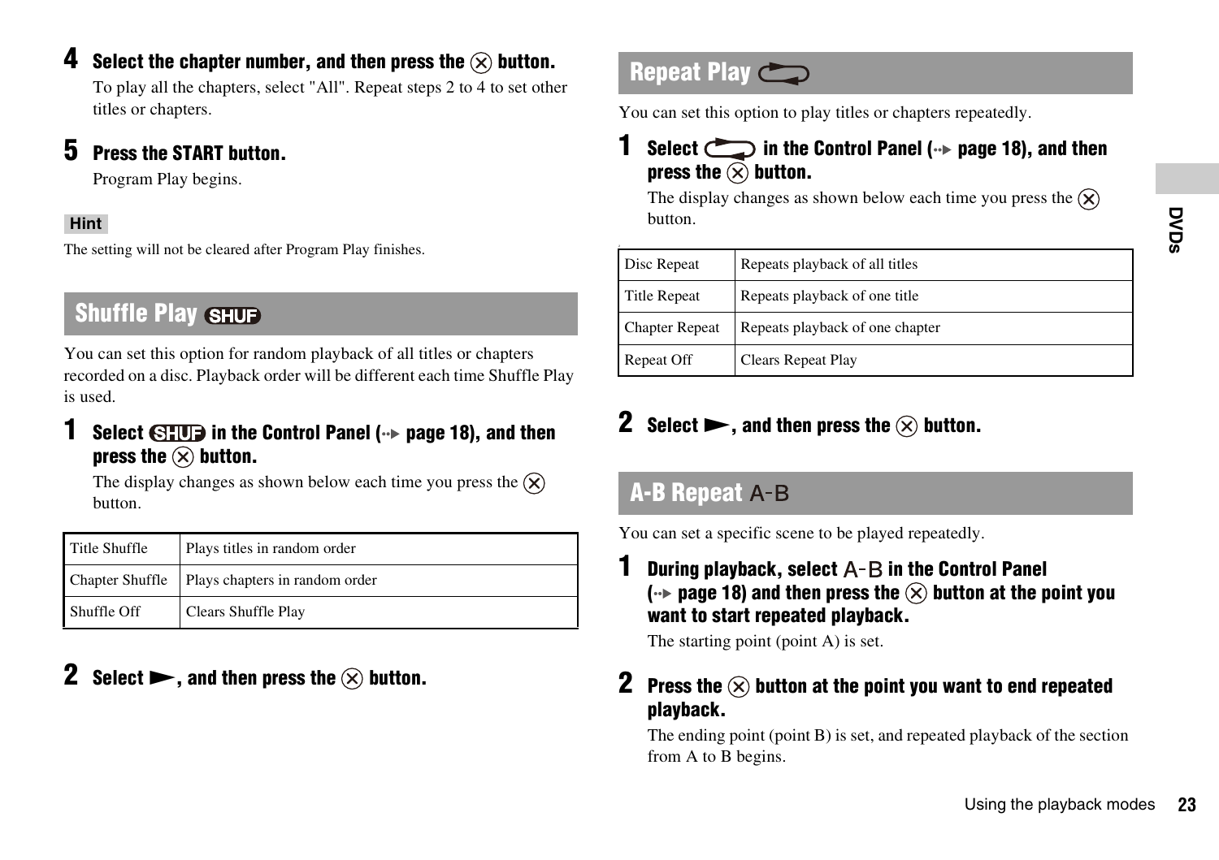**4 Select the chapter number, and then press the ⊗ button.**

To play all the chapters, select "All". Repeat steps 2 to 4 to set other titles or chapters.

**5 Press the START button.**

Program Play begins.

**Hint**

The setting will not be cleared after Program Play finishes.

## Shuffle Play SHUF

You can set this option for random playback of all titles or chapters recorded on a disc. Playback order will be different each time Shuffle Play is used.

**1 Select SHUF in the Control Panel (→ page 18), and then press the ⊗ button.**

The display changes as shown below each time you press the ⊗ button.

| Title Shuffle | Plays titles in random order |
|---|---|
| Chapter Shuffle | Plays chapters in random order |
| Shuffle Off | Clears Shuffle Play |

**2 Select ►, and then press the ⊗ button.**

## Repeat Play

You can set this option to play titles or chapters repeatedly.

**1 Select (repeat icon) in the Control Panel (→ page 18), and then press the ⊗ button.**

The display changes as shown below each time you press the ⊗ button.

| Disc Repeat | Repeats playback of all titles |
|---|---|
| Title Repeat | Repeats playback of one title |
| Chapter Repeat | Repeats playback of one chapter |
| Repeat Off | Clears Repeat Play |

**2 Select ►, and then press the ⊗ button.**

## A-B Repeat A-B

You can set a specific scene to be played repeatedly.

**1 During playback, select A-B in the Control Panel (→ page 18) and then press the ⊗ button at the point you want to start repeated playback.**

The starting point (point A) is set.

**2 Press the ⊗ button at the point you want to end repeated playback.**

The ending point (point B) is set, and repeated playback of the section from A to B begins.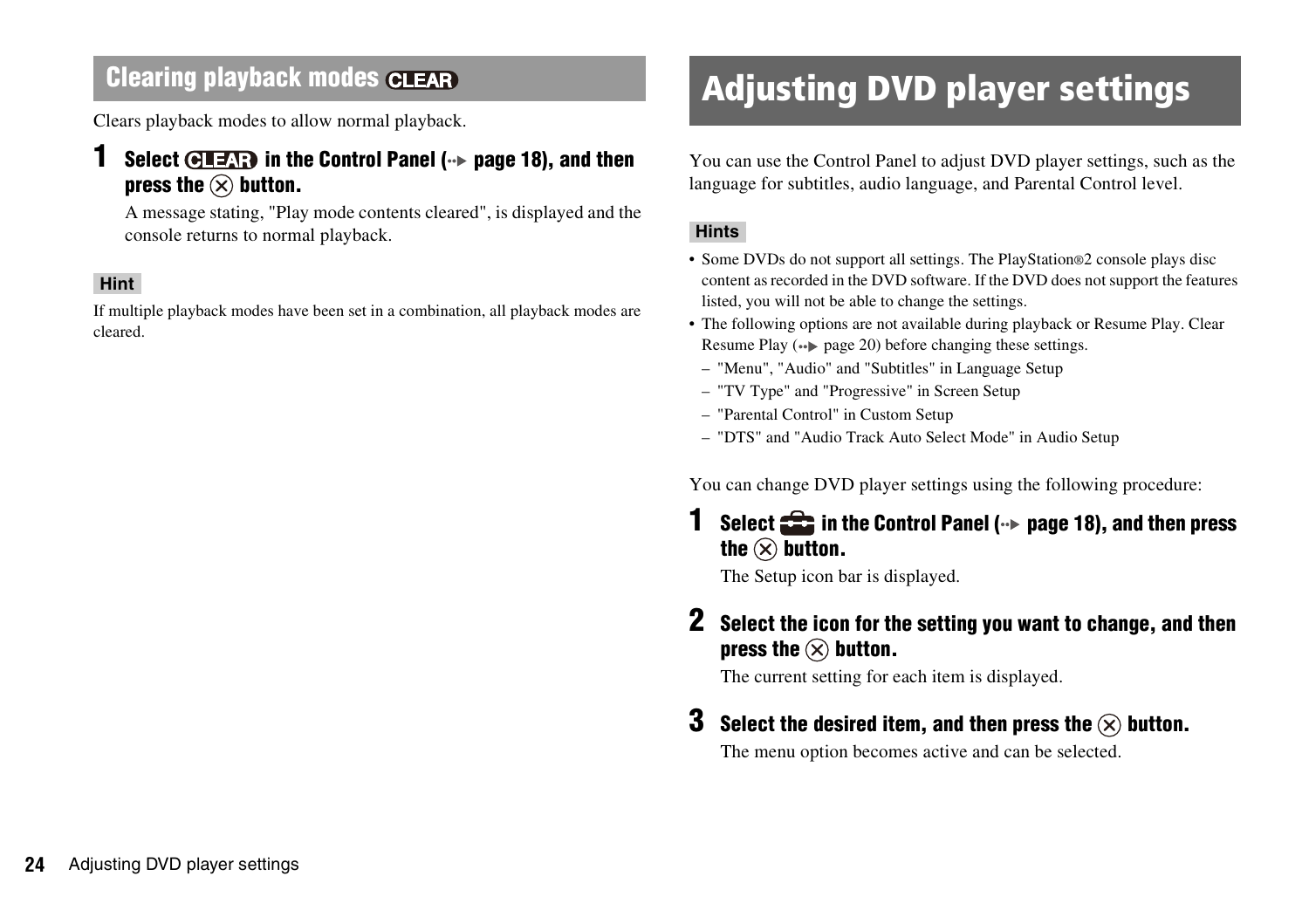## Clearing playback modes CLEAR

Clears playback modes to allow normal playback.

**1 Select CLEAR in the Control Panel (→ page 18), and then press the ⊗ button.**

A message stating, "Play mode contents cleared", is displayed and the console returns to normal playback.

**Hint**

If multiple playback modes have been set in a combination, all playback modes are cleared.

# Adjusting DVD player settings

You can use the Control Panel to adjust DVD player settings, such as the language for subtitles, audio language, and Parental Control level.

**Hints**

- Some DVDs do not support all settings. The PlayStation®2 console plays disc content as recorded in the DVD software. If the DVD does not support the features listed, you will not be able to change the settings.
- The following options are not available during playback or Resume Play. Clear Resume Play (→ page 20) before changing these settings.
  - "Menu", "Audio" and "Subtitles" in Language Setup
  - "TV Type" and "Progressive" in Screen Setup
  - "Parental Control" in Custom Setup
  - "DTS" and "Audio Track Auto Select Mode" in Audio Setup

You can change DVD player settings using the following procedure:

**1 Select the setup icon in the Control Panel (→ page 18), and then press the ⊗ button.**

The Setup icon bar is displayed.

**2 Select the icon for the setting you want to change, and then press the ⊗ button.**

The current setting for each item is displayed.

**3 Select the desired item, and then press the ⊗ button.**

The menu option becomes active and can be selected.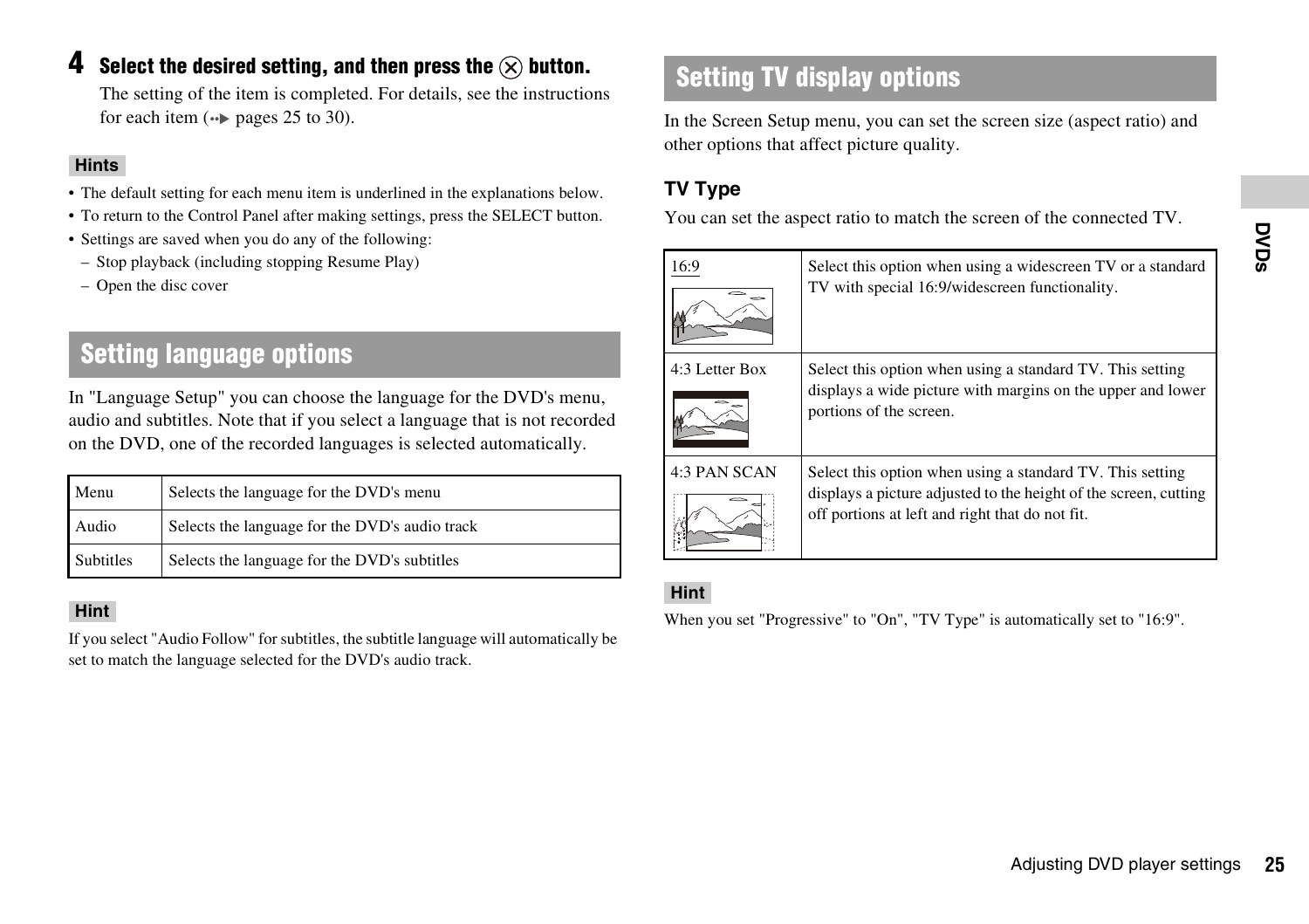**4 Select the desired setting, and then press the ⊗ button.**

The setting of the item is completed. For details, see the instructions for each item (→ pages 25 to 30).

**Hints**

- The default setting for each menu item is underlined in the explanations below.
- To return to the Control Panel after making settings, press the SELECT button.
- Settings are saved when you do any of the following:
  - Stop playback (including stopping Resume Play)
  - Open the disc cover

## Setting language options

In "Language Setup" you can choose the language for the DVD's menu, audio and subtitles. Note that if you select a language that is not recorded on the DVD, one of the recorded languages is selected automatically.

| | |
|---|---|
| Menu | Selects the language for the DVD's menu |
| Audio | Selects the language for the DVD's audio track |
| Subtitles | Selects the language for the DVD's subtitles |

**Hint**

If you select "Audio Follow" for subtitles, the subtitle language will automatically be set to match the language selected for the DVD's audio track.

## Setting TV display options

In the Screen Setup menu, you can set the screen size (aspect ratio) and other options that affect picture quality.

### TV Type

You can set the aspect ratio to match the screen of the connected TV.

| | |
|---|---|
| <u>16:9</u> | Select this option when using a widescreen TV or a standard TV with special 16:9/widescreen functionality. |
| 4:3 Letter Box | Select this option when using a standard TV. This setting displays a wide picture with margins on the upper and lower portions of the screen. |
| 4:3 PAN SCAN | Select this option when using a standard TV. This setting displays a picture adjusted to the height of the screen, cutting off portions at left and right that do not fit. |

**Hint**

When you set "Progressive" to "On", "TV Type" is automatically set to "16:9".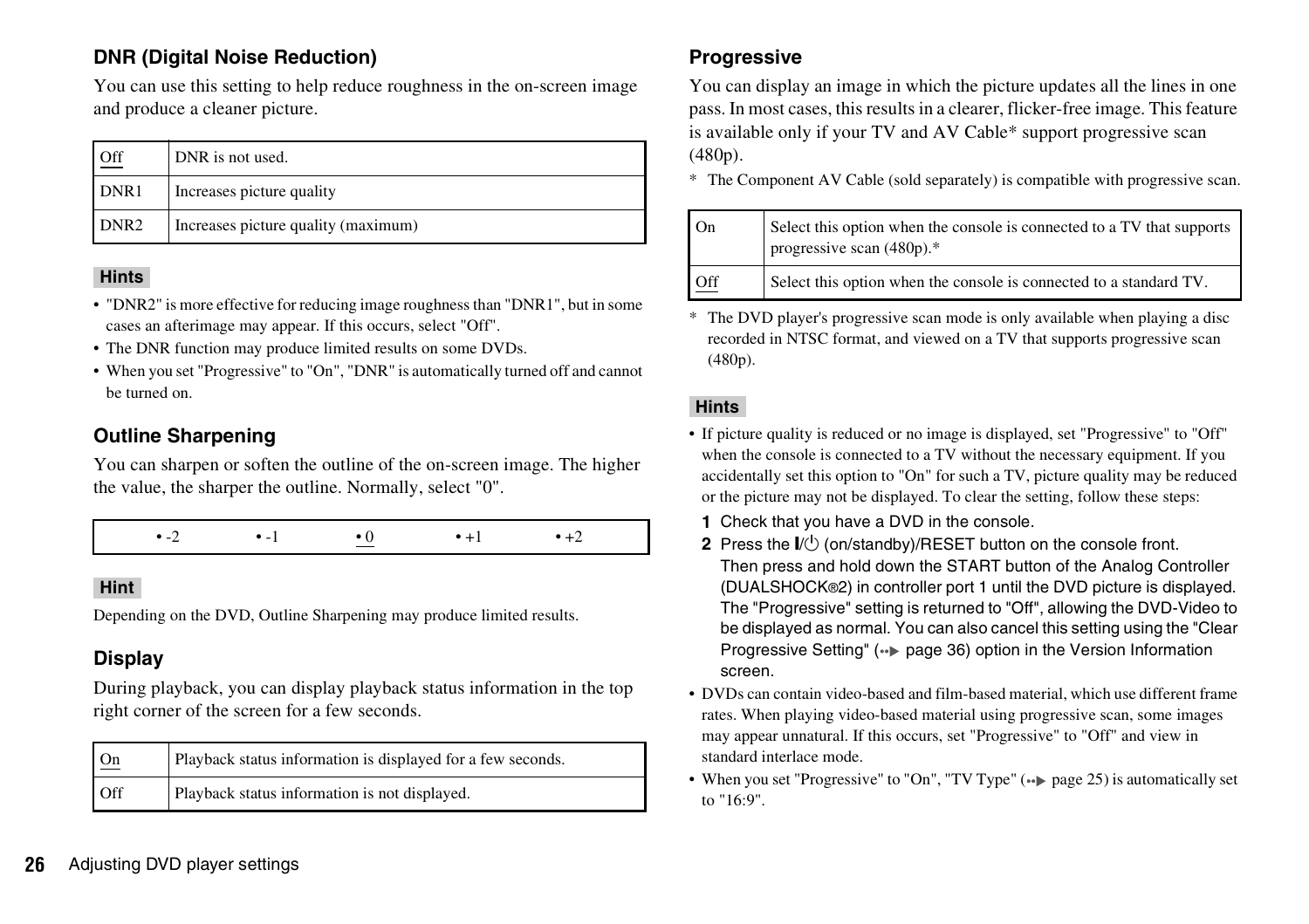### DNR (Digital Noise Reduction)

You can use this setting to help reduce roughness in the on-screen image and produce a cleaner picture.

| Off | DNR is not used. |
|---|---|
| DNR1 | Increases picture quality |
| DNR2 | Increases picture quality (maximum) |

**Hints**

- "DNR2" is more effective for reducing image roughness than "DNR1", but in some cases an afterimage may appear. If this occurs, select "Off".
- The DNR function may produce limited results on some DVDs.
- When you set "Progressive" to "On", "DNR" is automatically turned off and cannot be turned on.

### Outline Sharpening

You can sharpen or soften the outline of the on-screen image. The higher the value, the sharper the outline. Normally, select "0".

| • -2 | • -1 | • 0 | • +1 | • +2 |
|---|---|---|---|---|

**Hint**

Depending on the DVD, Outline Sharpening may produce limited results.

### Display

During playback, you can display playback status information in the top right corner of the screen for a few seconds.

| On | Playback status information is displayed for a few seconds. |
|---|---|
| Off | Playback status information is not displayed. |

### Progressive

You can display an image in which the picture updates all the lines in one pass. In most cases, this results in a clearer, flicker-free image. This feature is available only if your TV and AV Cable* support progressive scan (480p).

\* The Component AV Cable (sold separately) is compatible with progressive scan.

| On | Select this option when the console is connected to a TV that supports progressive scan (480p).* |
|---|---|
| Off | Select this option when the console is connected to a standard TV. |

\* The DVD player's progressive scan mode is only available when playing a disc recorded in NTSC format, and viewed on a TV that supports progressive scan (480p).

**Hints**

- If picture quality is reduced or no image is displayed, set "Progressive" to "Off" when the console is connected to a TV without the necessary equipment. If you accidentally set this option to "On" for such a TV, picture quality may be reduced or the picture may not be displayed. To clear the setting, follow these steps:
  1. Check that you have a DVD in the console.
  2. Press the I/⏻ (on/standby)/RESET button on the console front.
     Then press and hold down the START button of the Analog Controller (DUALSHOCK®2) in controller port 1 until the DVD picture is displayed. The "Progressive" setting is returned to "Off", allowing the DVD-Video to be displayed as normal. You can also cancel this setting using the "Clear Progressive Setting" (••▶ page 36) option in the Version Information screen.
- DVDs can contain video-based and film-based material, which use different frame rates. When playing video-based material using progressive scan, some images may appear unnatural. If this occurs, set "Progressive" to "Off" and view in standard interlace mode.
- When you set "Progressive" to "On", "TV Type" (••▶ page 25) is automatically set to "16:9".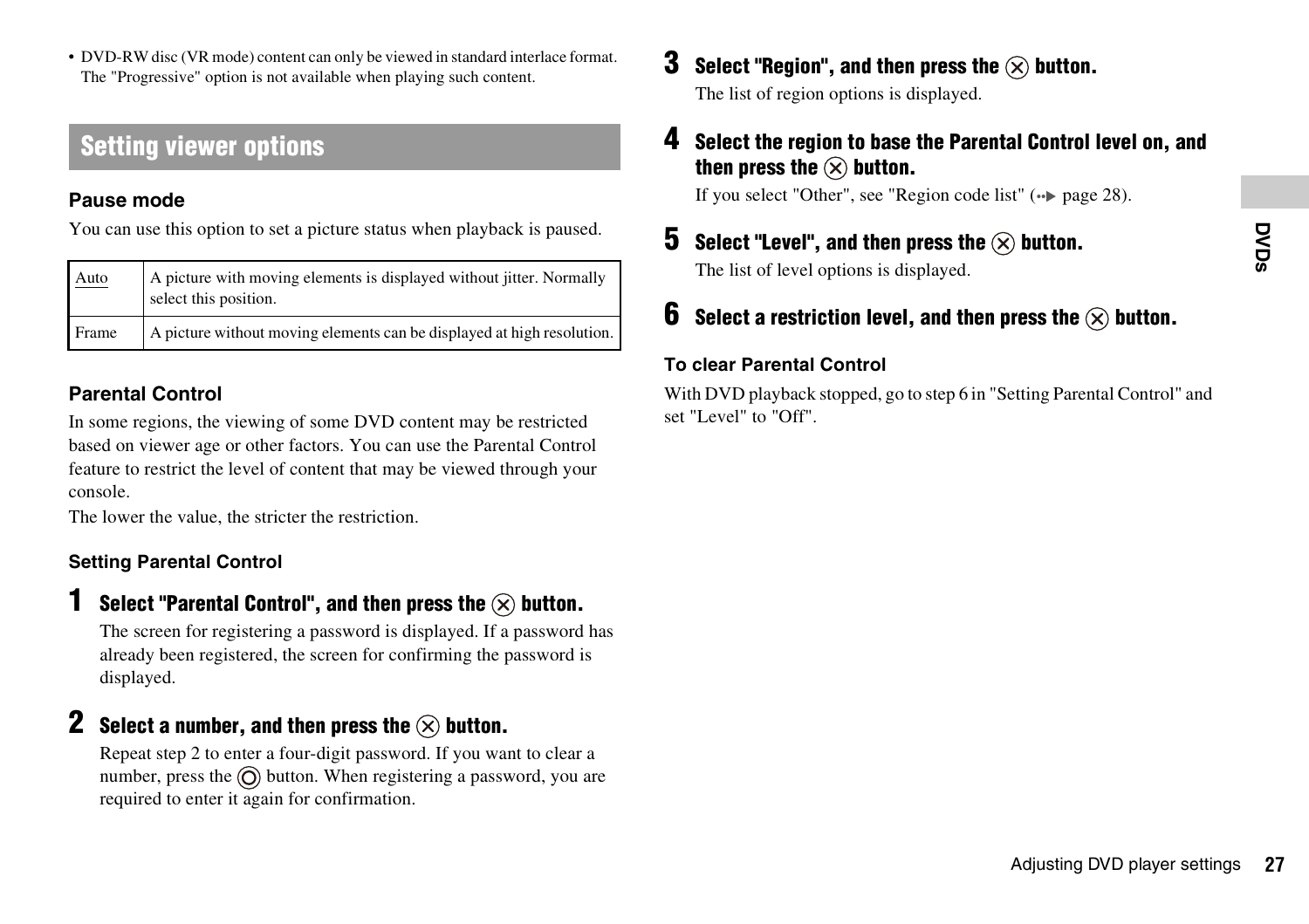- DVD-RW disc (VR mode) content can only be viewed in standard interlace format. The "Progressive" option is not available when playing such content.

## Setting viewer options

### Pause mode

You can use this option to set a picture status when playback is paused.

| Auto | A picture with moving elements is displayed without jitter. Normally select this position. |
|---|---|
| Frame | A picture without moving elements can be displayed at high resolution. |

### Parental Control

In some regions, the viewing of some DVD content may be restricted based on viewer age or other factors. You can use the Parental Control feature to restrict the level of content that may be viewed through your console.

The lower the value, the stricter the restriction.

#### Setting Parental Control

**1 Select "Parental Control", and then press the ⊗ button.**

The screen for registering a password is displayed. If a password has already been registered, the screen for confirming the password is displayed.

**2 Select a number, and then press the ⊗ button.**

Repeat step 2 to enter a four-digit password. If you want to clear a number, press the ◎ button. When registering a password, you are required to enter it again for confirmation.

**3 Select "Region", and then press the ⊗ button.**

The list of region options is displayed.

**4 Select the region to base the Parental Control level on, and then press the ⊗ button.**

If you select "Other", see "Region code list" (→ page 28).

**5 Select "Level", and then press the ⊗ button.**

The list of level options is displayed.

**6 Select a restriction level, and then press the ⊗ button.**

#### To clear Parental Control

With DVD playback stopped, go to step 6 in "Setting Parental Control" and set "Level" to "Off".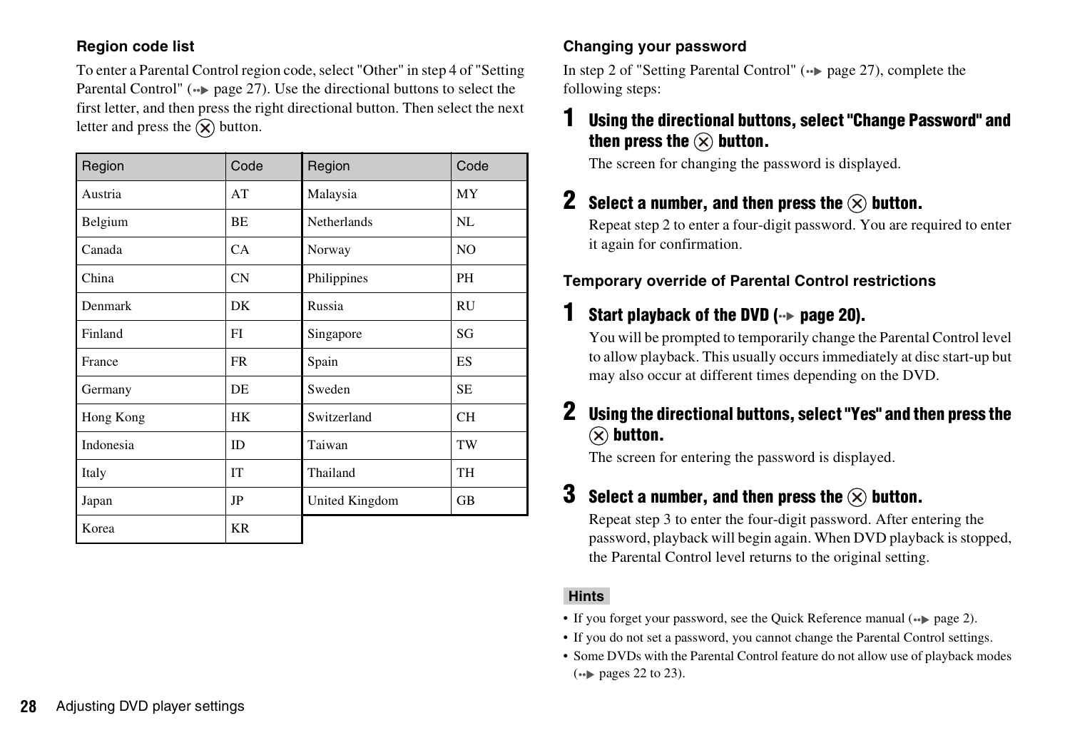### Region code list

To enter a Parental Control region code, select "Other" in step 4 of "Setting Parental Control" (→ page 27). Use the directional buttons to select the first letter, and then press the right directional button. Then select the next letter and press the ⊗ button.

| Region | Code | Region | Code |
|---|---|---|---|
| Austria | AT | Malaysia | MY |
| Belgium | BE | Netherlands | NL |
| Canada | CA | Norway | NO |
| China | CN | Philippines | PH |
| Denmark | DK | Russia | RU |
| Finland | FI | Singapore | SG |
| France | FR | Spain | ES |
| Germany | DE | Sweden | SE |
| Hong Kong | HK | Switzerland | CH |
| Indonesia | ID | Taiwan | TW |
| Italy | IT | Thailand | TH |
| Japan | JP | United Kingdom | GB |
| Korea | KR | | |

### Changing your password

In step 2 of "Setting Parental Control" (→ page 27), complete the following steps:

**1 Using the directional buttons, select "Change Password" and then press the ⊗ button.**

The screen for changing the password is displayed.

**2 Select a number, and then press the ⊗ button.**

Repeat step 2 to enter a four-digit password. You are required to enter it again for confirmation.

### Temporary override of Parental Control restrictions

**1 Start playback of the DVD (→ page 20).**

You will be prompted to temporarily change the Parental Control level to allow playback. This usually occurs immediately at disc start-up but may also occur at different times depending on the DVD.

**2 Using the directional buttons, select "Yes" and then press the ⊗ button.**

The screen for entering the password is displayed.

**3 Select a number, and then press the ⊗ button.**

Repeat step 3 to enter the four-digit password. After entering the password, playback will begin again. When DVD playback is stopped, the Parental Control level returns to the original setting.

**Hints**

- If you forget your password, see the Quick Reference manual (→ page 2).
- If you do not set a password, you cannot change the Parental Control settings.
- Some DVDs with the Parental Control feature do not allow use of playback modes (→ pages 22 to 23).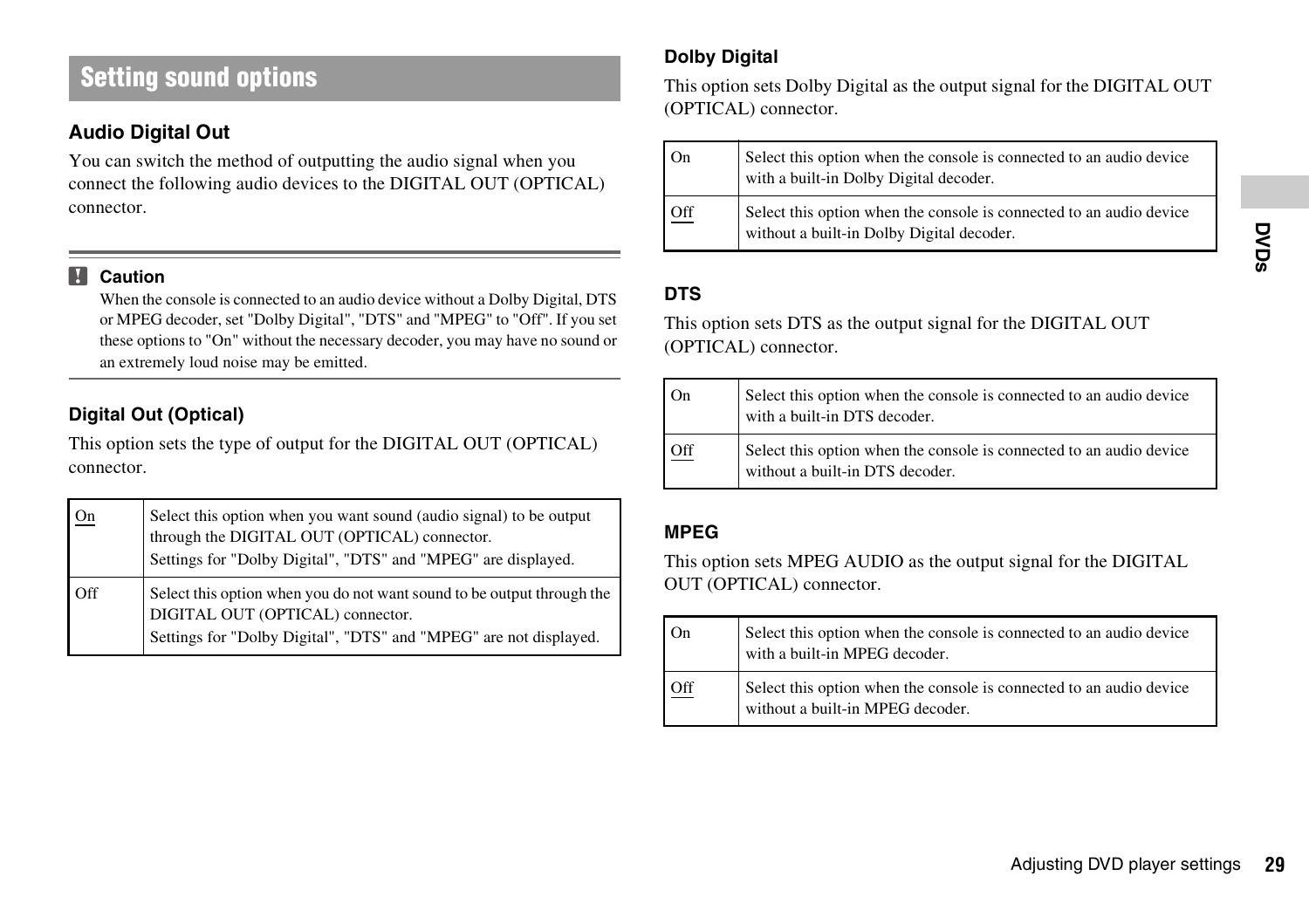# Setting sound options

## Audio Digital Out

You can switch the method of outputting the audio signal when you connect the following audio devices to the DIGITAL OUT (OPTICAL) connector.

**Caution**

When the console is connected to an audio device without a Dolby Digital, DTS or MPEG decoder, set "Dolby Digital", "DTS" and "MPEG" to "Off". If you set these options to "On" without the necessary decoder, you may have no sound or an extremely loud noise may be emitted.

### Digital Out (Optical)

This option sets the type of output for the DIGITAL OUT (OPTICAL) connector.

| | |
|---|---|
| On | Select this option when you want sound (audio signal) to be output through the DIGITAL OUT (OPTICAL) connector. Settings for "Dolby Digital", "DTS" and "MPEG" are displayed. |
| Off | Select this option when you do not want sound to be output through the DIGITAL OUT (OPTICAL) connector. Settings for "Dolby Digital", "DTS" and "MPEG" are not displayed. |

### Dolby Digital

This option sets Dolby Digital as the output signal for the DIGITAL OUT (OPTICAL) connector.

| | |
|---|---|
| On | Select this option when the console is connected to an audio device with a built-in Dolby Digital decoder. |
| Off | Select this option when the console is connected to an audio device without a built-in Dolby Digital decoder. |

### DTS

This option sets DTS as the output signal for the DIGITAL OUT (OPTICAL) connector.

| | |
|---|---|
| On | Select this option when the console is connected to an audio device with a built-in DTS decoder. |
| Off | Select this option when the console is connected to an audio device without a built-in DTS decoder. |

### MPEG

This option sets MPEG AUDIO as the output signal for the DIGITAL OUT (OPTICAL) connector.

| | |
|---|---|
| On | Select this option when the console is connected to an audio device with a built-in MPEG decoder. |
| Off | Select this option when the console is connected to an audio device without a built-in MPEG decoder. |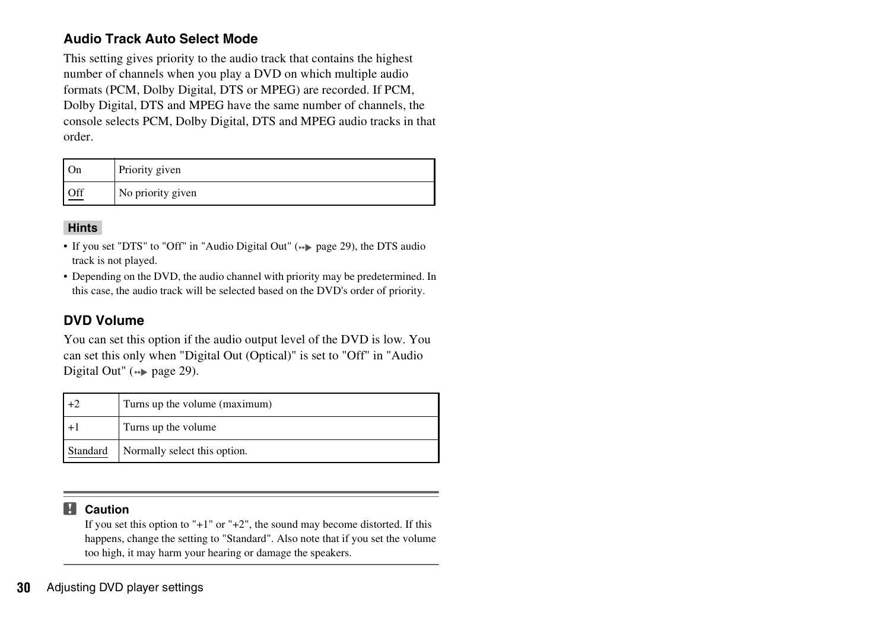### Audio Track Auto Select Mode

This setting gives priority to the audio track that contains the highest number of channels when you play a DVD on which multiple audio formats (PCM, Dolby Digital, DTS or MPEG) are recorded. If PCM, Dolby Digital, DTS and MPEG have the same number of channels, the console selects PCM, Dolby Digital, DTS and MPEG audio tracks in that order.

| | |
|---|---|
| On | Priority given |
| Off | No priority given |

**Hints**

- If you set "DTS" to "Off" in "Audio Digital Out" (page 29), the DTS audio track is not played.
- Depending on the DVD, the audio channel with priority may be predetermined. In this case, the audio track will be selected based on the DVD's order of priority.

### DVD Volume

You can set this option if the audio output level of the DVD is low. You can set this only when "Digital Out (Optical)" is set to "Off" in "Audio Digital Out" (page 29).

| | |
|---|---|
| +2 | Turns up the volume (maximum) |
| +1 | Turns up the volume |
| Standard | Normally select this option. |

**Caution**

If you set this option to "+1" or "+2", the sound may become distorted. If this happens, change the setting to "Standard". Also note that if you set the volume too high, it may harm your hearing or damage the speakers.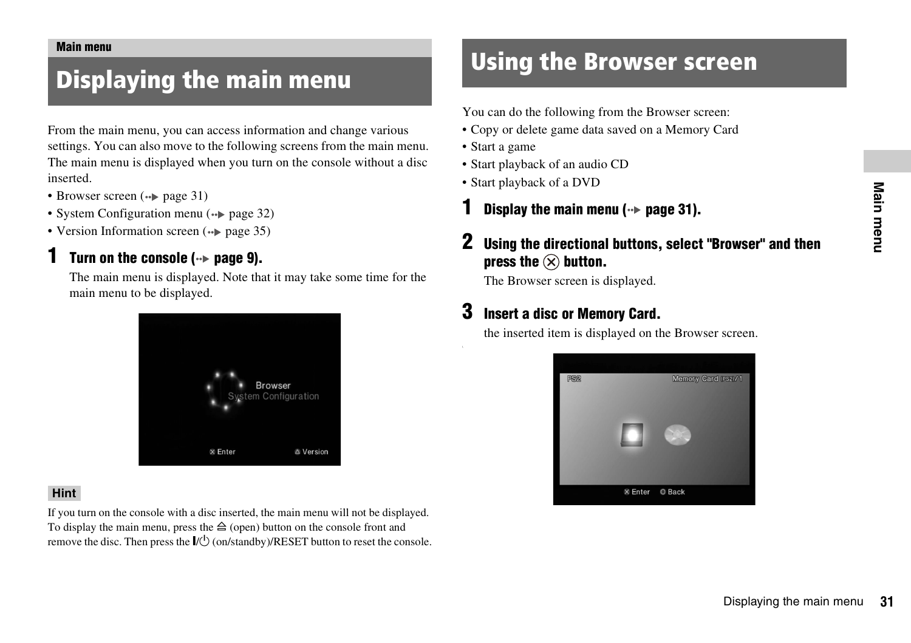Main menu

# Displaying the main menu

From the main menu, you can access information and change various settings. You can also move to the following screens from the main menu. The main menu is displayed when you turn on the console without a disc inserted.

- Browser screen (→ page 31)
- System Configuration menu (→ page 32)
- Version Information screen (→ page 35)

**1 Turn on the console (→ page 9).**

The main menu is displayed. Note that it may take some time for the main menu to be displayed.

**Hint**

If you turn on the console with a disc inserted, the main menu will not be displayed. To display the main menu, press the ≜ (open) button on the console front and remove the disc. Then press the I/⏻ (on/standby)/RESET button to reset the console.

# Using the Browser screen

You can do the following from the Browser screen:

- Copy or delete game data saved on a Memory Card
- Start a game
- Start playback of an audio CD
- Start playback of a DVD

**1 Display the main menu (→ page 31).**

**2 Using the directional buttons, select "Browser" and then press the ⊗ button.**

The Browser screen is displayed.

**3 Insert a disc or Memory Card.**

the inserted item is displayed on the Browser screen.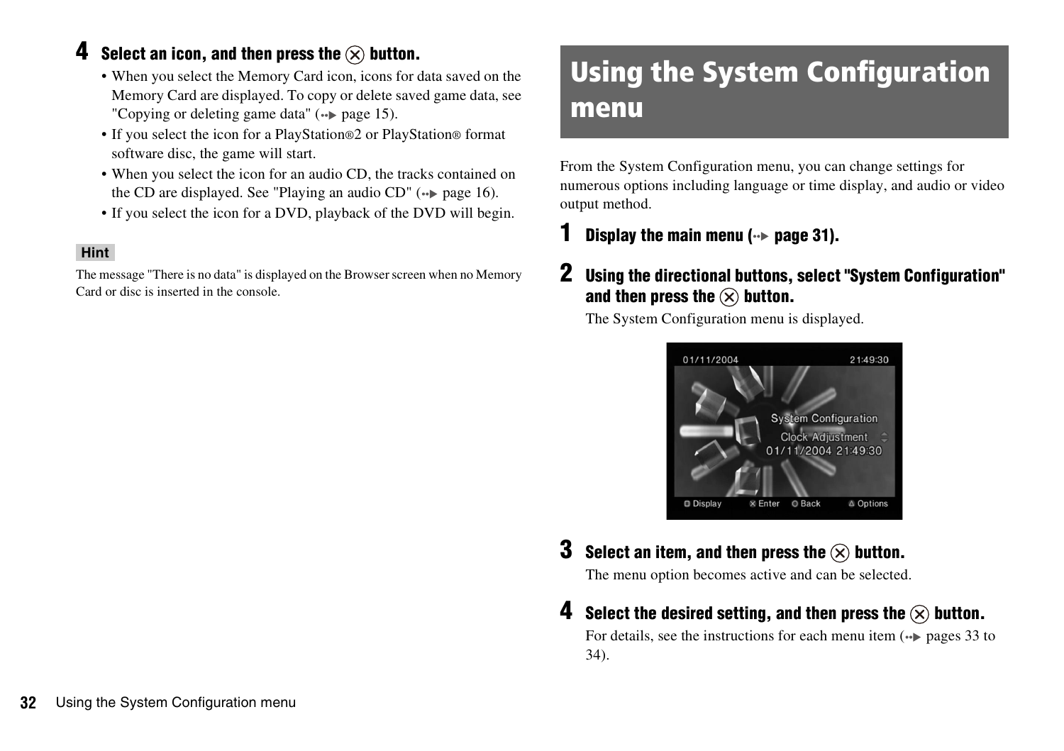**4 Select an icon, and then press the ⊗ button.**

- When you select the Memory Card icon, icons for data saved on the Memory Card are displayed. To copy or delete saved game data, see "Copying or deleting game data" (→ page 15).
- If you select the icon for a PlayStation®2 or PlayStation® format software disc, the game will start.
- When you select the icon for an audio CD, the tracks contained on the CD are displayed. See "Playing an audio CD" (→ page 16).
- If you select the icon for a DVD, playback of the DVD will begin.

**Hint**

The message "There is no data" is displayed on the Browser screen when no Memory Card or disc is inserted in the console.

# Using the System Configuration menu

From the System Configuration menu, you can change settings for numerous options including language or time display, and audio or video output method.

**1 Display the main menu (→ page 31).**

**2 Using the directional buttons, select "System Configuration" and then press the ⊗ button.**

The System Configuration menu is displayed.

**3 Select an item, and then press the ⊗ button.**

The menu option becomes active and can be selected.

**4 Select the desired setting, and then press the ⊗ button.**

For details, see the instructions for each menu item (→ pages 33 to 34).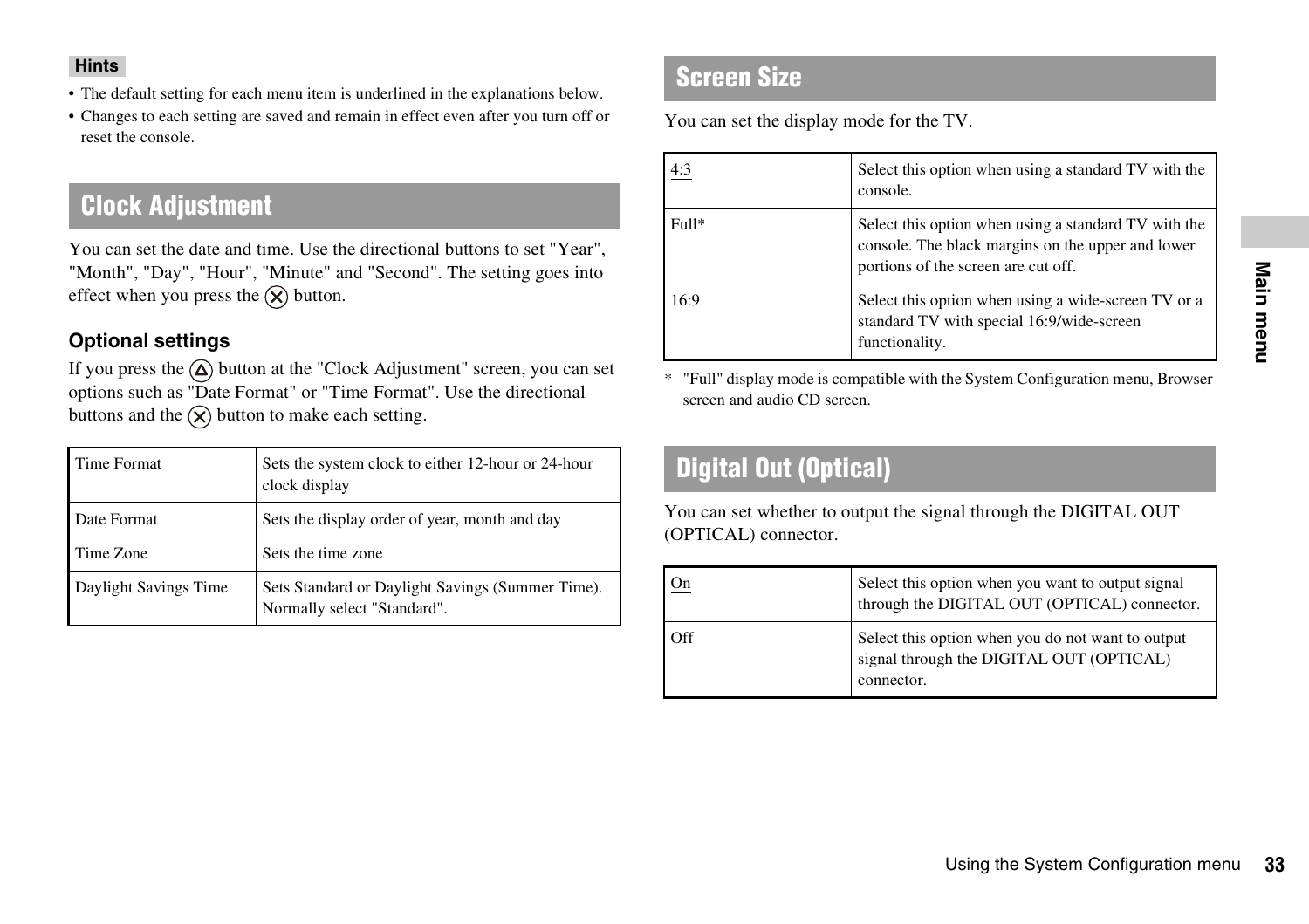**Hints**

- The default setting for each menu item is underlined in the explanations below.
- Changes to each setting are saved and remain in effect even after you turn off or reset the console.

## Clock Adjustment

You can set the date and time. Use the directional buttons to set "Year", "Month", "Day", "Hour", "Minute" and "Second". The setting goes into effect when you press the ⊗ button.

### Optional settings

If you press the △ button at the "Clock Adjustment" screen, you can set options such as "Date Format" or "Time Format". Use the directional buttons and the ⊗ button to make each setting.

| Time Format | Sets the system clock to either 12-hour or 24-hour clock display |
|---|---|
| Date Format | Sets the display order of year, month and day |
| Time Zone | Sets the time zone |
| Daylight Savings Time | Sets Standard or Daylight Savings (Summer Time). Normally select "Standard". |

## Screen Size

You can set the display mode for the TV.

| 4:3 | Select this option when using a standard TV with the console. |
|---|---|
| Full* | Select this option when using a standard TV with the console. The black margins on the upper and lower portions of the screen are cut off. |
| 16:9 | Select this option when using a wide-screen TV or a standard TV with special 16:9/wide-screen functionality. |

\* "Full" display mode is compatible with the System Configuration menu, Browser screen and audio CD screen.

## Digital Out (Optical)

You can set whether to output the signal through the DIGITAL OUT (OPTICAL) connector.

| On | Select this option when you want to output signal through the DIGITAL OUT (OPTICAL) connector. |
|---|---|
| Off | Select this option when you do not want to output signal through the DIGITAL OUT (OPTICAL) connector. |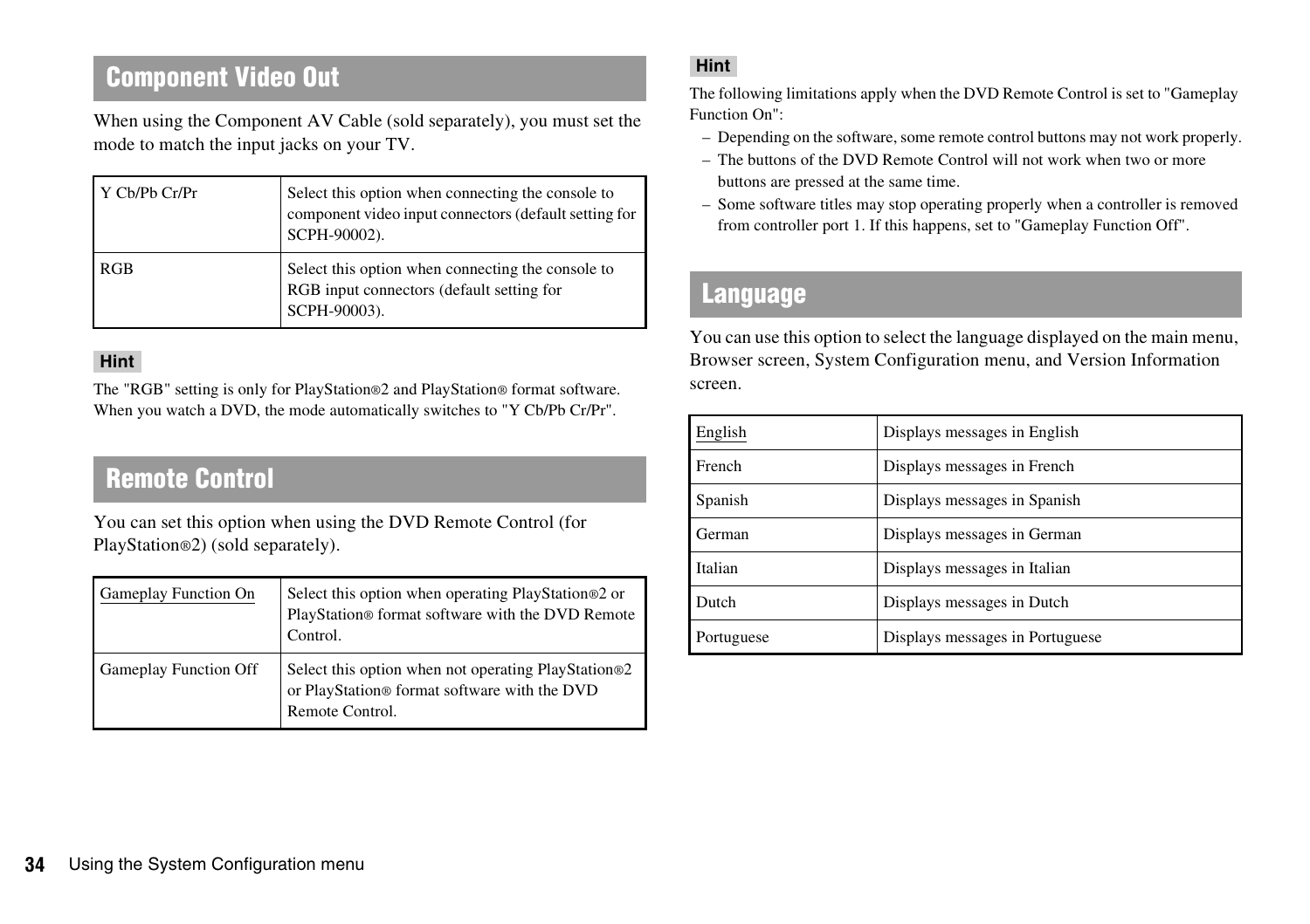## Component Video Out

When using the Component AV Cable (sold separately), you must set the mode to match the input jacks on your TV.

| | |
|---|---|
| Y Cb/Pb Cr/Pr | Select this option when connecting the console to component video input connectors (default setting for SCPH-90002). |
| RGB | Select this option when connecting the console to RGB input connectors (default setting for SCPH-90003). |

**Hint**

The "RGB" setting is only for PlayStation®2 and PlayStation® format software. When you watch a DVD, the mode automatically switches to "Y Cb/Pb Cr/Pr".

## Remote Control

You can set this option when using the DVD Remote Control (for PlayStation®2) (sold separately).

| | |
|---|---|
| Gameplay Function On | Select this option when operating PlayStation®2 or PlayStation® format software with the DVD Remote Control. |
| Gameplay Function Off | Select this option when not operating PlayStation®2 or PlayStation® format software with the DVD Remote Control. |

**Hint**

The following limitations apply when the DVD Remote Control is set to "Gameplay Function On":

– Depending on the software, some remote control buttons may not work properly.
– The buttons of the DVD Remote Control will not work when two or more buttons are pressed at the same time.
– Some software titles may stop operating properly when a controller is removed from controller port 1. If this happens, set to "Gameplay Function Off".

## Language

You can use this option to select the language displayed on the main menu, Browser screen, System Configuration menu, and Version Information screen.

| | |
|---|---|
| English | Displays messages in English |
| French | Displays messages in French |
| Spanish | Displays messages in Spanish |
| German | Displays messages in German |
| Italian | Displays messages in Italian |
| Dutch | Displays messages in Dutch |
| Portuguese | Displays messages in Portuguese |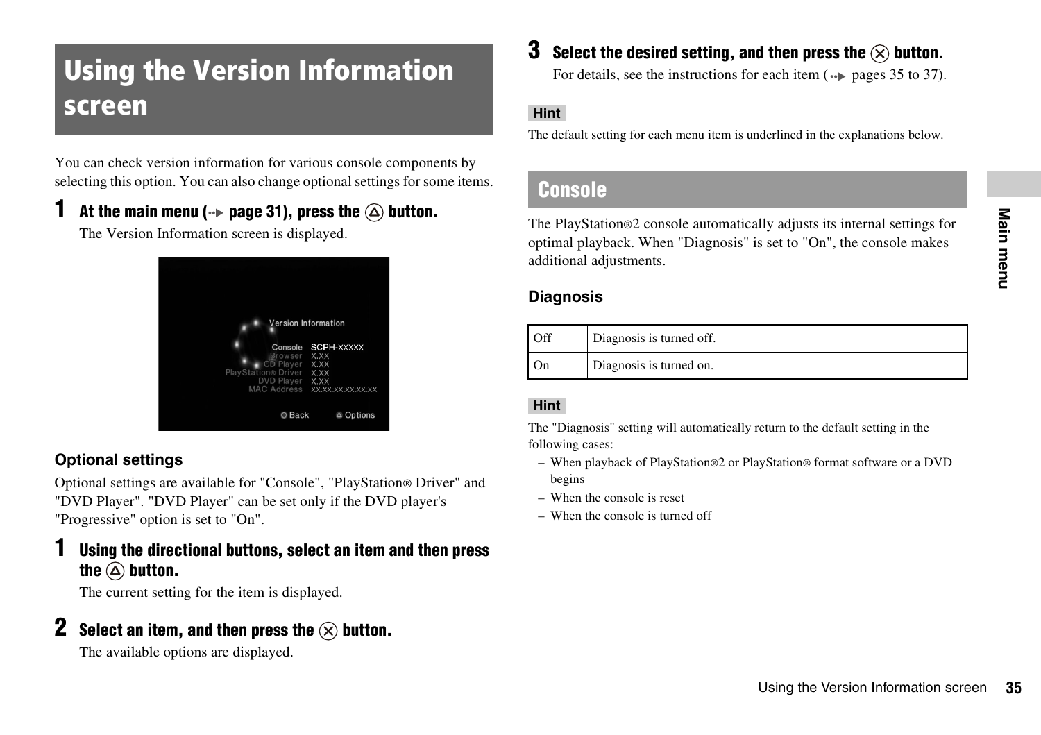# Using the Version Information screen

You can check version information for various console components by selecting this option. You can also change optional settings for some items.

**1 At the main menu (→ page 31), press the △ button.**

The Version Information screen is displayed.

### Optional settings

Optional settings are available for "Console", "PlayStation® Driver" and "DVD Player". "DVD Player" can be set only if the DVD player's "Progressive" option is set to "On".

**1 Using the directional buttons, select an item and then press the △ button.**

The current setting for the item is displayed.

**2 Select an item, and then press the ✕ button.**

The available options are displayed.

**3 Select the desired setting, and then press the ✕ button.**

For details, see the instructions for each item (→ pages 35 to 37).

**Hint**

The default setting for each menu item is underlined in the explanations below.

## Console

The PlayStation®2 console automatically adjusts its internal settings for optimal playback. When "Diagnosis" is set to "On", the console makes additional adjustments.

### Diagnosis

| Setting | Description |
|---|---|
| <u>Off</u> | Diagnosis is turned off. |
| On | Diagnosis is turned on. |

**Hint**

The "Diagnosis" setting will automatically return to the default setting in the following cases:

- When playback of PlayStation®2 or PlayStation® format software or a DVD begins
- When the console is reset
- When the console is turned off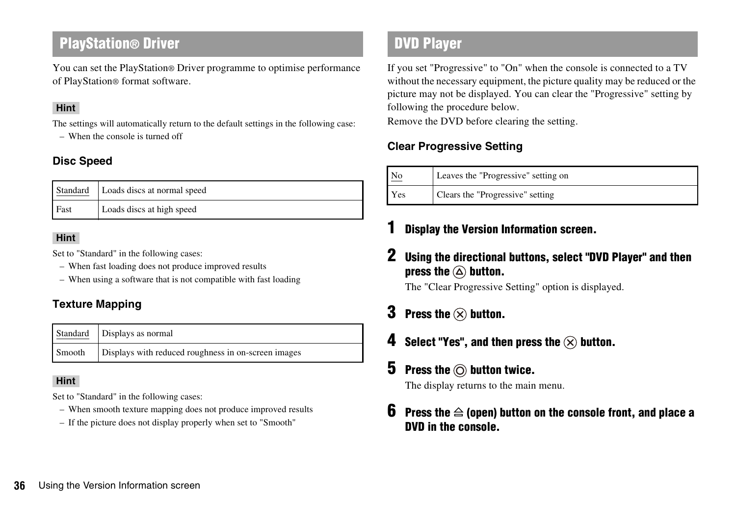## PlayStation® Driver

You can set the PlayStation® Driver programme to optimise performance of PlayStation® format software.

**Hint**

The settings will automatically return to the default settings in the following case:

– When the console is turned off

### Disc Speed

| Standard | Loads discs at normal speed |
|---|---|
| Fast | Loads discs at high speed |

**Hint**

Set to "Standard" in the following cases:

– When fast loading does not produce improved results
– When using a software that is not compatible with fast loading

### Texture Mapping

| Standard | Displays as normal |
|---|---|
| Smooth | Displays with reduced roughness in on-screen images |

**Hint**

Set to "Standard" in the following cases:

– When smooth texture mapping does not produce improved results
– If the picture does not display properly when set to "Smooth"

## DVD Player

If you set "Progressive" to "On" when the console is connected to a TV without the necessary equipment, the picture quality may be reduced or the picture may not be displayed. You can clear the "Progressive" setting by following the procedure below.

Remove the DVD before clearing the setting.

### Clear Progressive Setting

| No | Leaves the "Progressive" setting on |
|---|---|
| Yes | Clears the "Progressive" setting |

1. **Display the Version Information screen.**
2. **Using the directional buttons, select "DVD Player" and then press the △ button.**
   The "Clear Progressive Setting" option is displayed.
3. **Press the ✕ button.**
4. **Select "Yes", and then press the ✕ button.**
5. **Press the ◎ button twice.**
   The display returns to the main menu.
6. **Press the ⏏ (open) button on the console front, and place a DVD in the console.**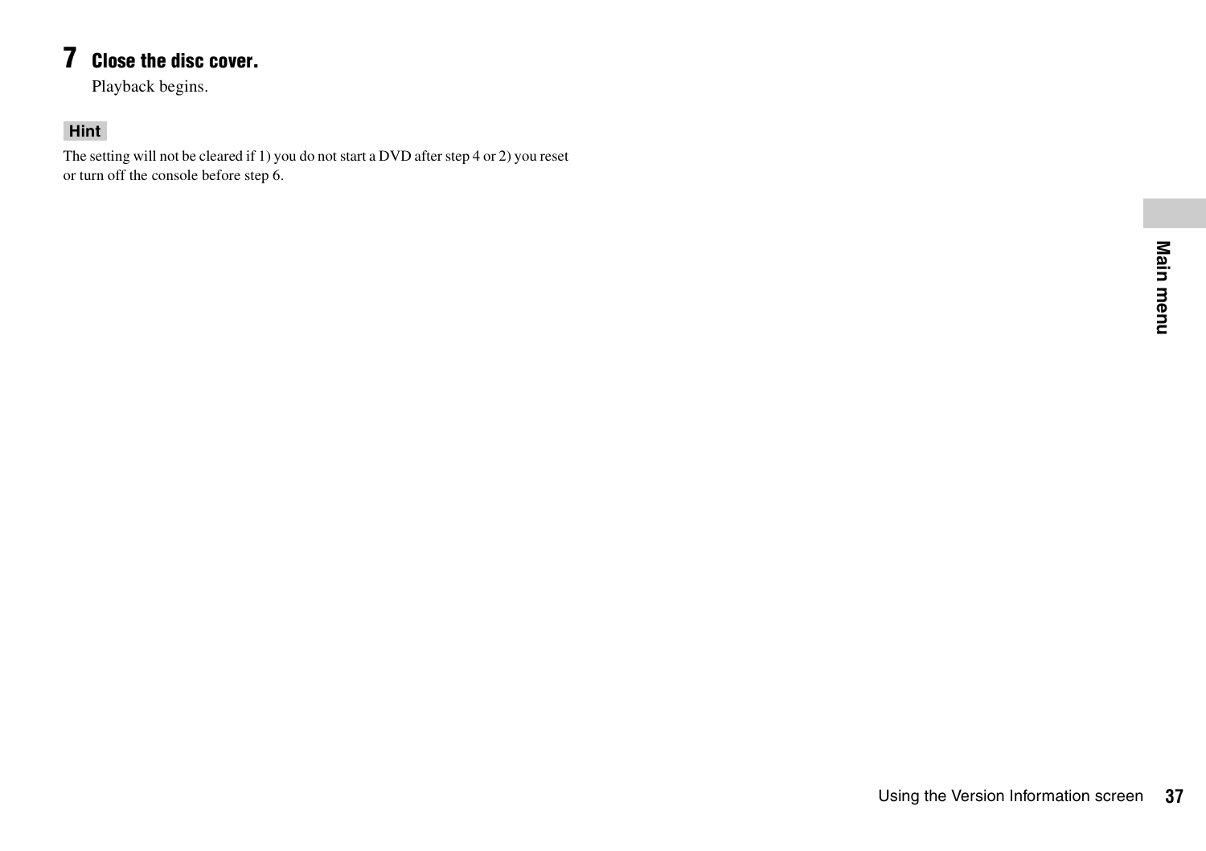**7 Close the disc cover.**

Playback begins.

**Hint**

The setting will not be cleared if 1) you do not start a DVD after step 4 or 2) you reset or turn off the console before step 6.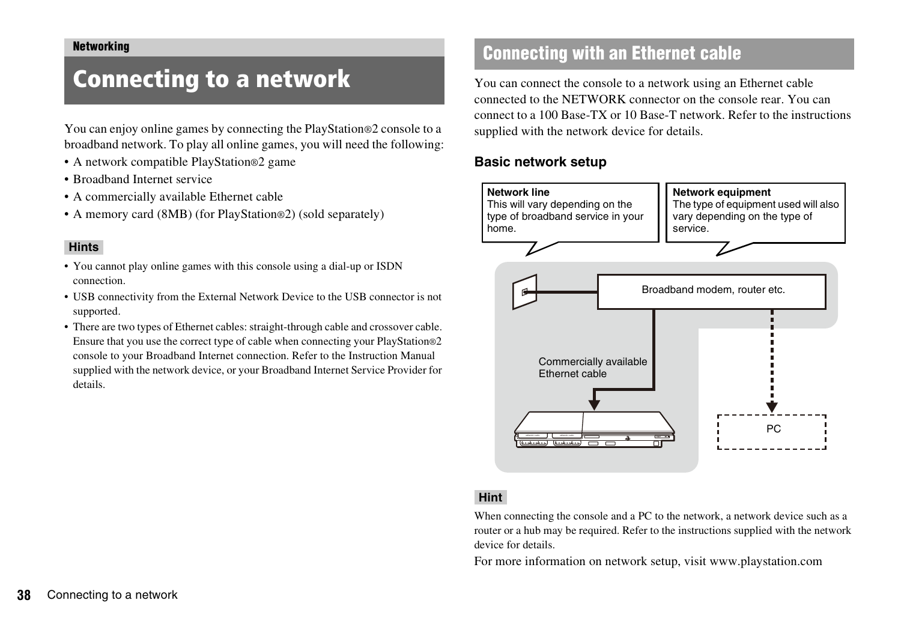Networking

# Connecting to a network

You can enjoy online games by connecting the PlayStation®2 console to a broadband network. To play all online games, you will need the following:

- A network compatible PlayStation®2 game
- Broadband Internet service
- A commercially available Ethernet cable
- A memory card (8MB) (for PlayStation®2) (sold separately)

**Hints**

- You cannot play online games with this console using a dial-up or ISDN connection.
- USB connectivity from the External Network Device to the USB connector is not supported.
- There are two types of Ethernet cables: straight-through cable and crossover cable. Ensure that you use the correct type of cable when connecting your PlayStation®2 console to your Broadband Internet connection. Refer to the Instruction Manual supplied with the network device, or your Broadband Internet Service Provider for details.

## Connecting with an Ethernet cable

You can connect the console to a network using an Ethernet cable connected to the NETWORK connector on the console rear. You can connect to a 100 Base-TX or 10 Base-T network. Refer to the instructions supplied with the network device for details.

### Basic network setup

**Network line**
This will vary depending on the type of broadband service in your home.

**Network equipment**
The type of equipment used will also vary depending on the type of service.

Broadband modem, router etc.

Commercially available Ethernet cable

PC

**Hint**

When connecting the console and a PC to the network, a network device such as a router or a hub may be required. Refer to the instructions supplied with the network device for details.

For more information on network setup, visit www.playstation.com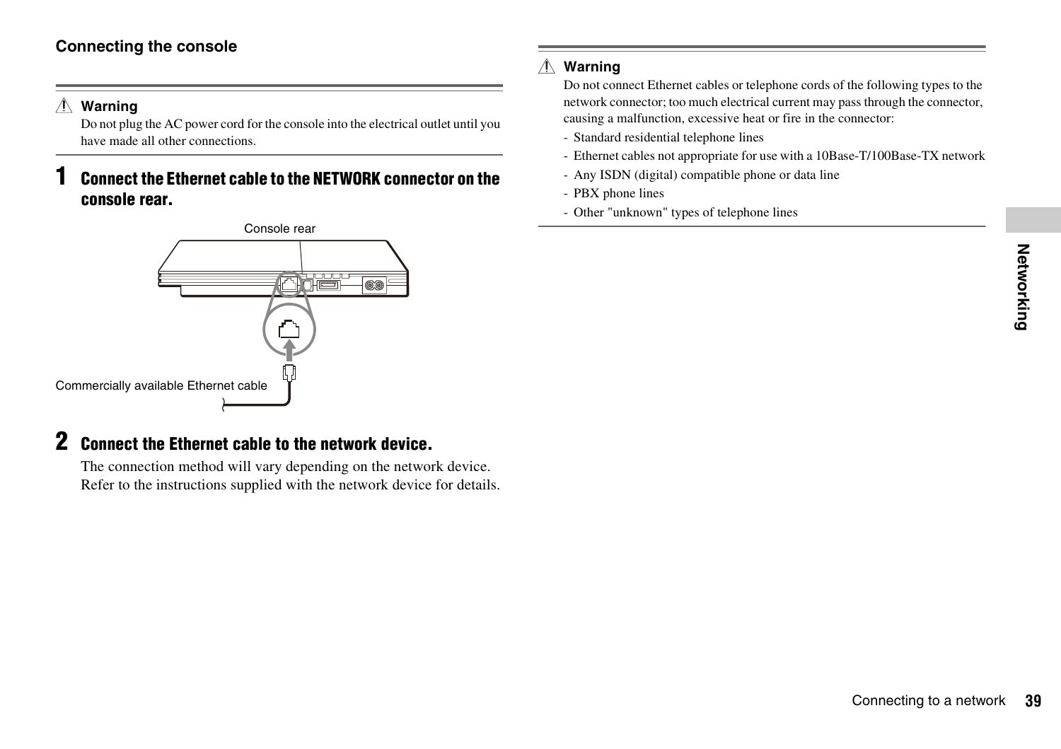## Connecting the console

> ⚠ **Warning**
>
> Do not plug the AC power cord for the console into the electrical outlet until you have made all other connections.

### 1 Connect the Ethernet cable to the NETWORK connector on the console rear.

Console rear

Commercially available Ethernet cable

### 2 Connect the Ethernet cable to the network device.

The connection method will vary depending on the network device. Refer to the instructions supplied with the network device for details.

> ⚠ **Warning**
>
> Do not connect Ethernet cables or telephone cords of the following types to the network connector; too much electrical current may pass through the connector, causing a malfunction, excessive heat or fire in the connector:
>
> - Standard residential telephone lines
> - Ethernet cables not appropriate for use with a 10Base-T/100Base-TX network
> - Any ISDN (digital) compatible phone or data line
> - PBX phone lines
> - Other "unknown" types of telephone lines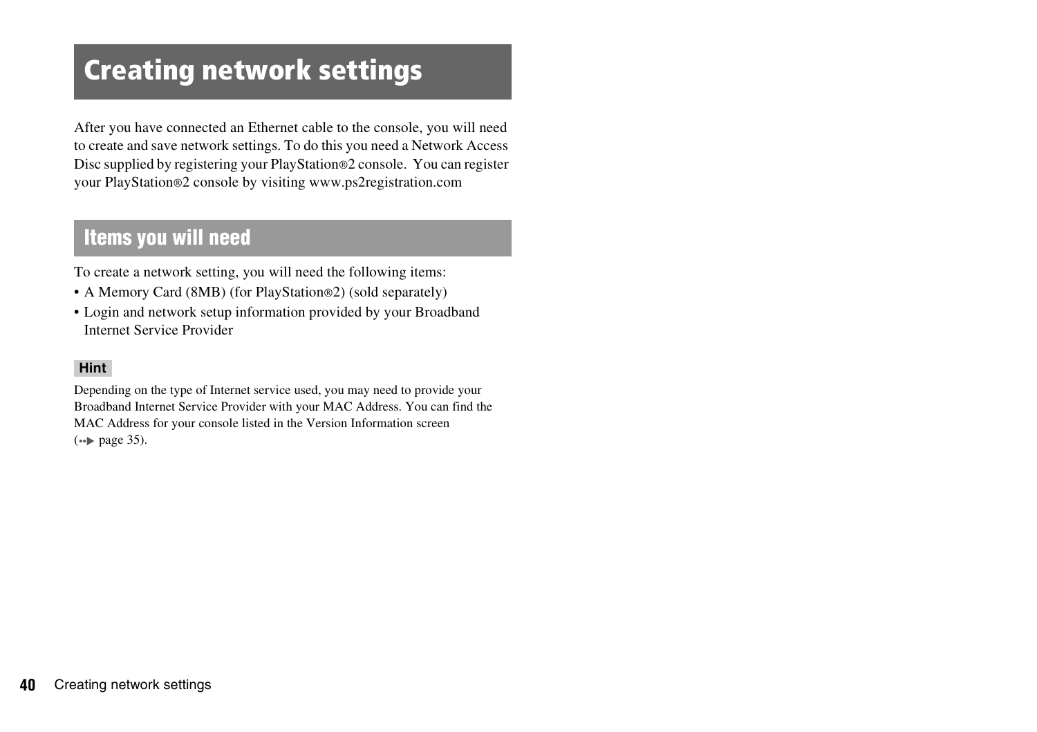# Creating network settings

After you have connected an Ethernet cable to the console, you will need to create and save network settings. To do this you need a Network Access Disc supplied by registering your PlayStation®2 console. You can register your PlayStation®2 console by visiting www.ps2registration.com

## Items you will need

To create a network setting, you will need the following items:

- A Memory Card (8MB) (for PlayStation®2) (sold separately)
- Login and network setup information provided by your Broadband Internet Service Provider

**Hint**

Depending on the type of Internet service used, you may need to provide your Broadband Internet Service Provider with your MAC Address. You can find the MAC Address for your console listed in the Version Information screen (••▶ page 35).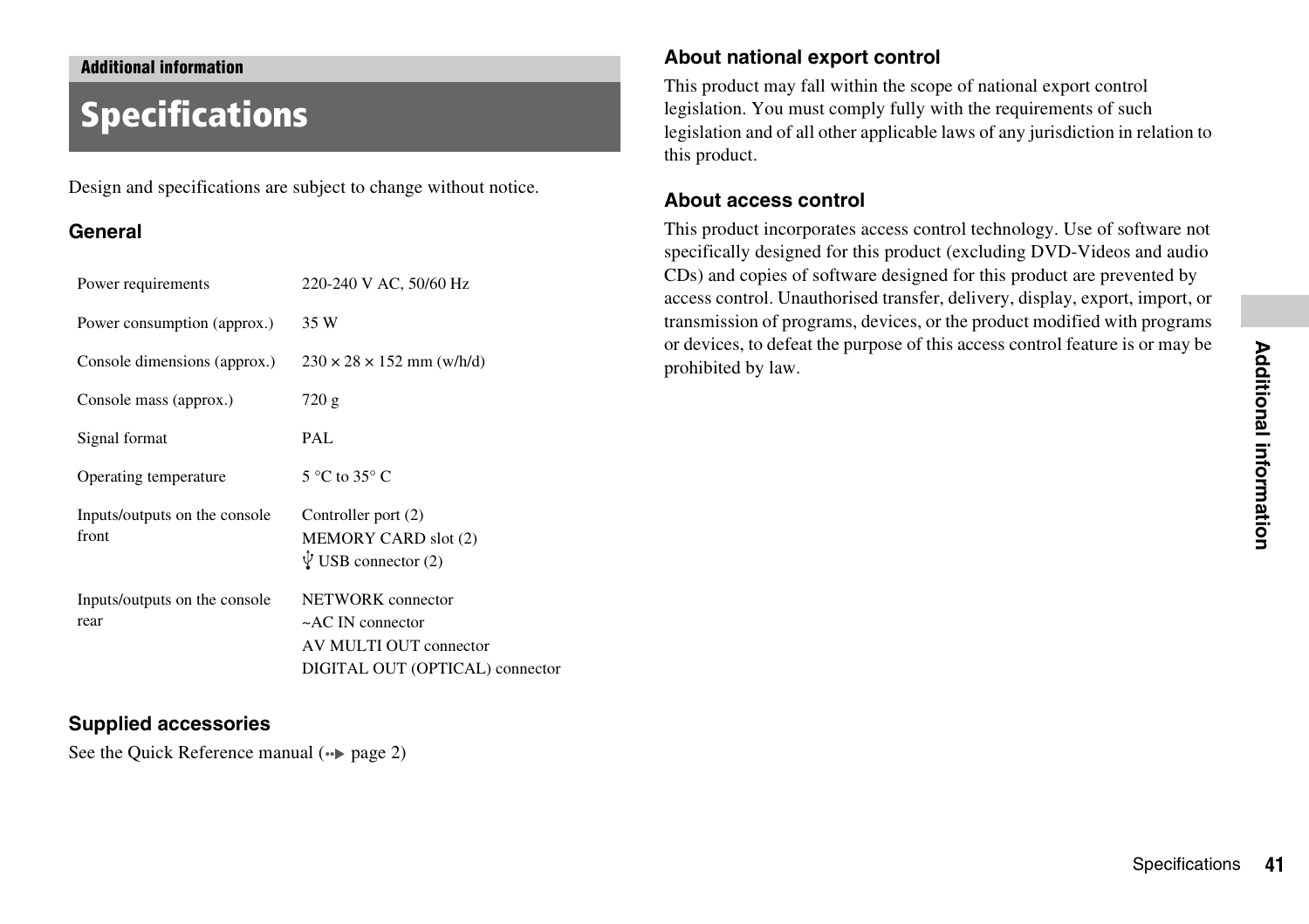Additional information

# Specifications

Design and specifications are subject to change without notice.

## General

| | |
|---|---|
| Power requirements | 220-240 V AC, 50/60 Hz |
| Power consumption (approx.) | 35 W |
| Console dimensions (approx.) | 230 × 28 × 152 mm (w/h/d) |
| Console mass (approx.) | 720 g |
| Signal format | PAL |
| Operating temperature | 5 °C to 35° C |
| Inputs/outputs on the console front | Controller port (2)<br>MEMORY CARD slot (2)<br>USB connector (2) |
| Inputs/outputs on the console rear | NETWORK connector<br>~AC IN connector<br>AV MULTI OUT connector<br>DIGITAL OUT (OPTICAL) connector |

## Supplied accessories

See the Quick Reference manual (→ page 2)

## About national export control

This product may fall within the scope of national export control legislation. You must comply fully with the requirements of such legislation and of all other applicable laws of any jurisdiction in relation to this product.

## About access control

This product incorporates access control technology. Use of software not specifically designed for this product (excluding DVD-Videos and audio CDs) and copies of software designed for this product are prevented by access control. Unauthorised transfer, delivery, display, export, import, or transmission of programs, devices, or the product modified with programs or devices, to defeat the purpose of this access control feature is or may be prohibited by law.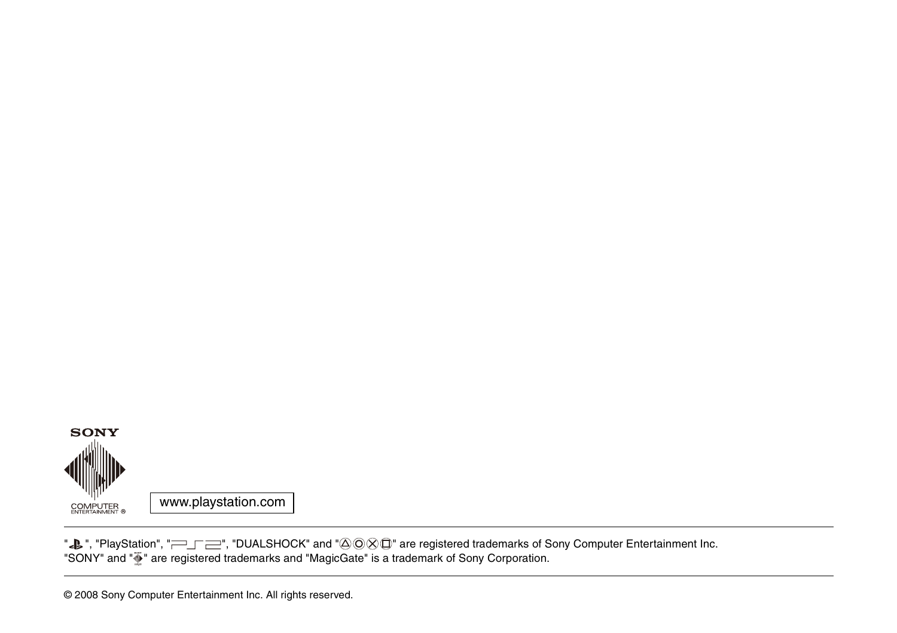SONY

COMPUTER ENTERTAINMENT ®

www.playstation.com

"", "PlayStation", "", "DUALSHOCK" and "" are registered trademarks of Sony Computer Entertainment Inc.
"SONY" and "" are registered trademarks and "MagicGate" is a trademark of Sony Corporation.

© 2008 Sony Computer Entertainment Inc. All rights reserved.